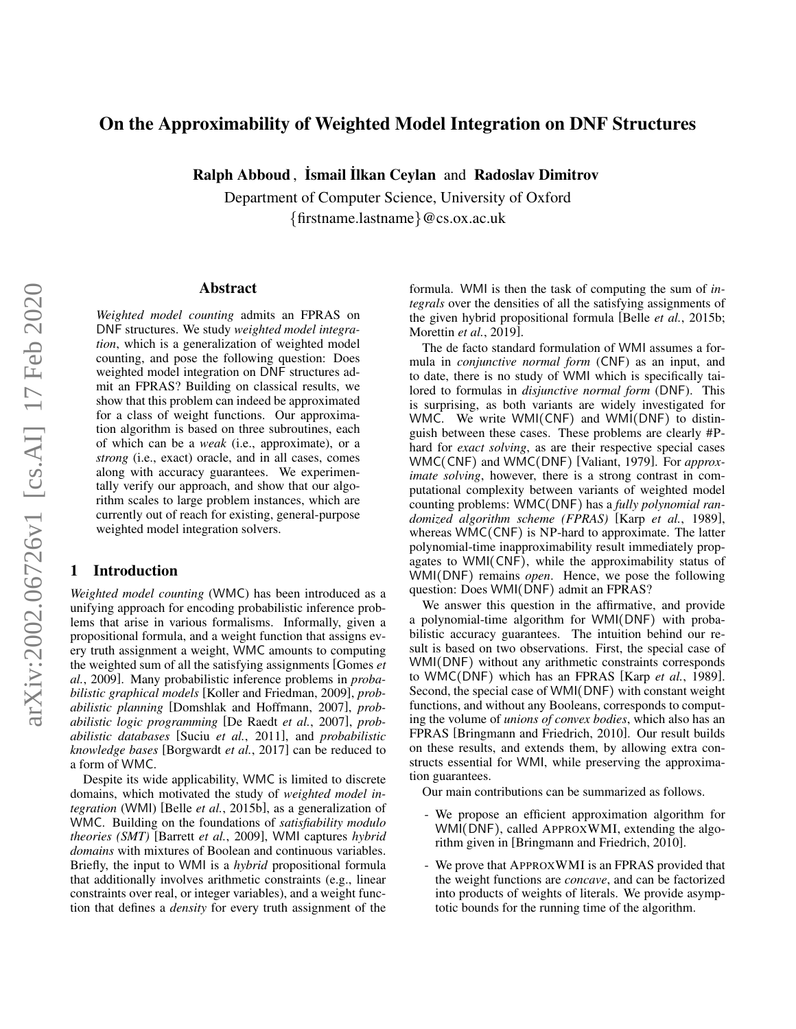# On the Approximability of Weighted Model Integration on DNF Structures

**Ralph Abboud**, **İsmail İlkan Ceylan** and **Radoslav Dimitrov**

Department of Computer Science, University of Oxford

{firstname.lastname}@cs.ox.ac.uk

## Abstract

*Weighted model counting* admits an FPRAS on DNF structures. We study *weighted model integration*, which is a generalization of weighted model counting, and pose the following question: Does weighted model integration on DNF structures admit an FPRAS? Building on classical results, we show that this problem can indeed be approximated for a class of weight functions. Our approximation algorithm is based on three subroutines, each of which can be a *weak* (i.e., approximate), or a *strong* (i.e., exact) oracle, and in all cases, comes along with accuracy guarantees. We experimentally verify our approach, and show that our algorithm scales to large problem instances, which are currently out of reach for existing, general-purpose weighted model integration solvers.

## 1 Introduction

*Weighted model counting* (WMC) has been introduced as a unifying approach for encoding probabilistic inference problems that arise in various formalisms. Informally, given a propositional formula, and a weight function that assigns every truth assignment a weight, WMC amounts to computing the weighted sum of all the satisfying assignments [Gomes *et al.*, 2009]. Many probabilistic inference problems in *probabilistic graphical models* [Koller and Friedman, 2009], *probabilistic planning* [Domshlak and Hoffmann, 2007], *probabilistic logic programming* [De Raedt *et al.*, 2007], *probabilistic databases* [Suciu *et al.*, 2011], and *probabilistic knowledge bases* [Borgwardt *et al.*, 2017] can be reduced to a form of WMC.

Despite its wide applicability, WMC is limited to discrete domains, which motivated the study of *weighted model integration* (WMI) [Belle *et al.*, 2015b], as a generalization of WMC. Building on the foundations of *satisfiability modulo theories (SMT)* [Barrett *et al.*, 2009], WMI captures *hybrid domains* with mixtures of Boolean and continuous variables. Briefly, the input to WMI is a *hybrid* propositional formula that additionally involves arithmetic constraints (e.g., linear constraints over real, or integer variables), and a weight function that defines a *density* for every truth assignment of the formula. WMI is then the task of computing the sum of *integrals* over the densities of all the satisfying assignments of the given hybrid propositional formula [Belle *et al.*, 2015b; Morettin *et al.*, 2019].

The de facto standard formulation of WMI assumes a formula in *conjunctive normal form* (CNF) as an input, and to date, there is no study of WMI which is specifically tailored to formulas in *disjunctive normal form* (DNF). This is surprising, as both variants are widely investigated for WMC. We write WMI(CNF) and WMI(DNF) to distinguish between these cases. These problems are clearly #P-hard for *exact solving*, as are their respective special cases WMC(CNF) and WMC(DNF) [Valiant, 1979]. For *approximate solving*, however, there is a strong contrast in computational complexity between variants of weighted model counting problems: WMC(DNF) has a *fully polynomial randomized algorithm scheme (FPRAS)* [Karp *et al.*, 1989], whereas WMC(CNF) is NP-hard to approximate. The latter polynomial-time inapproximability result immediately propagates to WMI(CNF), while the approximability status of WMI(DNF) remains *open*. Hence, we pose the following question: Does WMI(DNF) admit an FPRAS?

We answer this question in the affirmative, and provide a polynomial-time algorithm for WMI(DNF) with probabilistic accuracy guarantees. The intuition behind our result is based on two observations. First, the special case of WMI(DNF) without any arithmetic constraints corresponds to WMC(DNF) which has an FPRAS [Karp *et al.*, 1989]. Second, the special case of WMI(DNF) with constant weight functions, and without any Booleans, corresponds to computing the volume of *unions of convex bodies*, which also has an FPRAS [Bringmann and Friedrich, 2010]. Our result builds on these results, and extends them, by allowing extra constructs essential for WMI, while preserving the approximation guarantees.

Our main contributions can be summarized as follows.

- We propose an efficient approximation algorithm for WMI(DNF), called APPROXWMI, extending the algorithm given in [Bringmann and Friedrich, 2010].
- We prove that APPROXWMI is an FPRAS provided that the weight functions are *concave*, and can be factorized into products of weights of literals. We provide asymptotic bounds for the running time of the algorithm.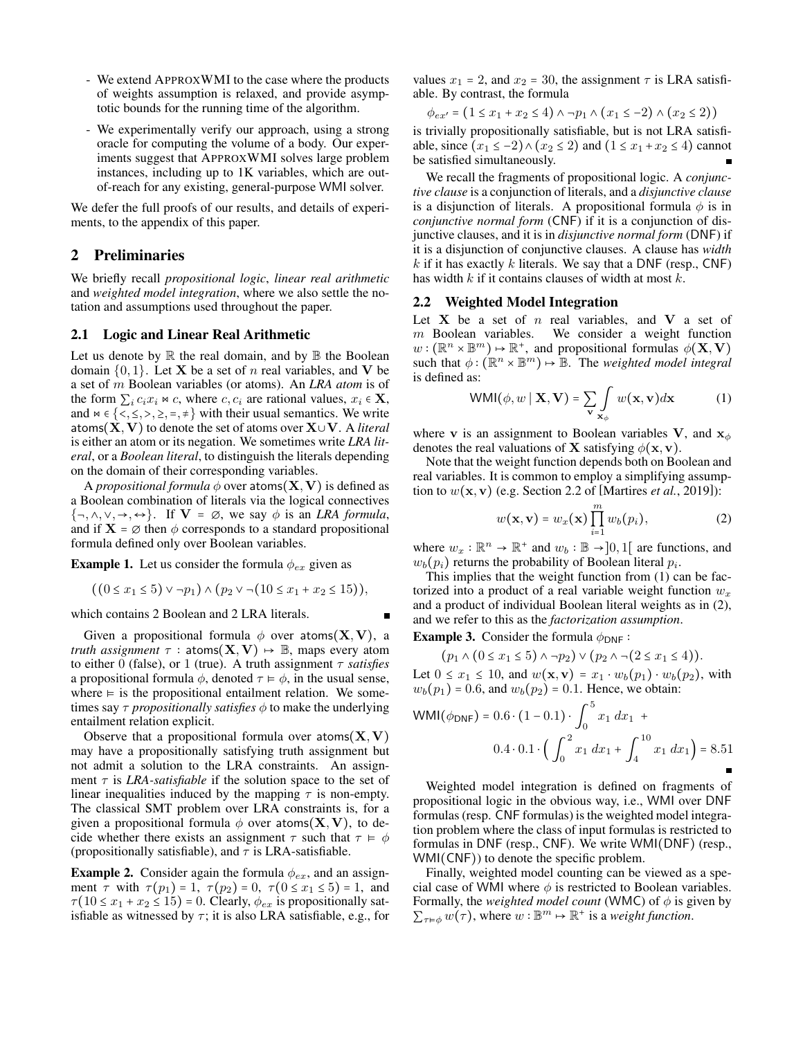- We extend APPROXWMI to the case where the products of weights assumption is relaxed, and provide asymptotic bounds for the running time of the algorithm.
- We experimentally verify our approach, using a strong oracle for computing the volume of a body. Our experiments suggest that APPROXWMI solves large problem instances, including up to 1K variables, which are out-of-reach for any existing, general-purpose WMI solver.

We defer the full proofs of our results, and details of experiments, to the appendix of this paper.

## 2 Preliminaries

We briefly recall *propositional logic*, *linear real arithmetic* and *weighted model integration*, where we also settle the notation and assumptions used throughout the paper.

### 2.1 Logic and Linear Real Arithmetic

Let us denote by $\mathbb{R}$ the real domain, and by $\mathbb{B}$ the Boolean domain $\{0,1\}$. Let $\mathbf{X}$ be a set of $n$ real variables, and $\mathbf{V}$ be a set of $m$ Boolean variables (or atoms). An *LRA atom* is of the form $\sum_i c_i x_i \bowtie c$, where $c, c_i$ are rational values, $x_i \in \mathbf{X}$, and $\bowtie \in \{<, \leq, >, \geq, =, \neq\}$ with their usual semantics. We write $\mathsf{atoms}(\mathbf{X}, \mathbf{V})$ to denote the set of atoms over $\mathbf{X} \cup \mathbf{V}$. A *literal* is either an atom or its negation. We sometimes write *LRA literal*, or a *Boolean literal*, to distinguish the literals depending on the domain of their corresponding variables.

A *propositional formula* $\phi$ over $\mathsf{atoms}(\mathbf{X}, \mathbf{V})$ is defined as a Boolean combination of literals via the logical connectives $\{\neg, \wedge, \vee, \rightarrow, \leftrightarrow\}$. If $\mathbf{V} = \varnothing$, we say $\phi$ is an *LRA formula*, and if $\mathbf{X} = \varnothing$ then $\phi$ corresponds to a standard propositional formula defined only over Boolean variables.

**Example 1.** Let us consider the formula $\phi_{ex}$ given as

$$((0 \leq x_1 \leq 5) \vee \neg p_1) \wedge (p_2 \vee \neg(10 \leq x_1 + x_2 \leq 15)),$$

which contains 2 Boolean and 2 LRA literals. ∎

Given a propositional formula $\phi$ over $\mathsf{atoms}(\mathbf{X}, \mathbf{V})$, a *truth assignment* $\tau : \mathsf{atoms}(\mathbf{X}, \mathbf{V}) \mapsto \mathbb{B}$, maps every atom to either 0 (false), or 1 (true). A truth assignment $\tau$ *satisfies* a propositional formula $\phi$, denoted $\tau \vDash \phi$, in the usual sense, where $\vDash$ is the propositional entailment relation. We sometimes say $\tau$ *propositionally satisfies* $\phi$ to make the underlying entailment relation explicit.

Observe that a propositional formula over $\mathsf{atoms}(\mathbf{X}, \mathbf{V})$ may have a propositionally satisfying truth assignment but not admit a solution to the LRA constraints. An assignment $\tau$ is *LRA-satisfiable* if the solution space to the set of linear inequalities induced by the mapping $\tau$ is non-empty. The classical SMT problem over LRA constraints is, for a given a propositional formula $\phi$ over $\mathsf{atoms}(\mathbf{X}, \mathbf{V})$, to decide whether there exists an assignment $\tau$ such that $\tau \vDash \phi$ (propositionally satisfiable), and $\tau$ is LRA-satisfiable.

**Example 2.** Consider again the formula $\phi_{ex}$, and an assignment $\tau$ with $\tau(p_1) = 1$, $\tau(p_2) = 0$, $\tau(0 \leq x_1 \leq 5) = 1$, and $\tau(10 \leq x_1 + x_2 \leq 15) = 0$. Clearly, $\phi_{ex}$ is propositionally satisfiable as witnessed by $\tau$; it is also LRA satisfiable, e.g., for values $x_1 = 2$, and $x_2 = 30$, the assignment $\tau$ is LRA satisfiable. By contrast, the formula

$$\phi_{ex'} = (1 \leq x_1 + x_2 \leq 4) \wedge \neg p_1 \wedge (x_1 \leq -2) \wedge (x_2 \leq 2))$$

is trivially propositionally satisfiable, but is not LRA satisfiable, since $(x_1 \leq -2) \wedge (x_2 \leq 2)$ and $(1 \leq x_1 + x_2 \leq 4)$ cannot be satisfied simultaneously. ∎

We recall the fragments of propositional logic. A *conjunctive clause* is a conjunction of literals, and a *disjunctive clause* is a disjunction of literals. A propositional formula $\phi$ is in *conjunctive normal form* (CNF) if it is a conjunction of disjunctive clauses, and it is in *disjunctive normal form* (DNF) if it is a disjunction of conjunctive clauses. A clause has *width* $k$ if it has exactly $k$ literals. We say that a DNF (resp., CNF) has width $k$ if it contains clauses of width at most $k$.

### 2.2 Weighted Model Integration

Let $\mathbf{X}$ be a set of $n$ real variables, and $\mathbf{V}$ a set of $m$ Boolean variables. We consider a weight function $w : (\mathbb{R}^n \times \mathbb{B}^m) \mapsto \mathbb{R}^+$, and propositional formulas $\phi(\mathbf{X}, \mathbf{V})$ such that $\phi : (\mathbb{R}^n \times \mathbb{B}^m) \mapsto \mathbb{B}$. The *weighted model integral* is defined as:

$$\mathsf{WMI}(\phi, w \mid \mathbf{X}, \mathbf{V}) = \sum_{\mathbf{v}} \int_{\mathbf{x}_\phi} w(\mathbf{x}, \mathbf{v}) d\mathbf{x} \tag{1}$$

where $\mathbf{v}$ is an assignment to Boolean variables $\mathbf{V}$, and $\mathbf{x}_\phi$ denotes the real valuations of $\mathbf{X}$ satisfying $\phi(\mathbf{x}, \mathbf{v})$.

Note that the weight function depends both on Boolean and real variables. It is common to employ a simplifying assumption to $w(\mathbf{x}, \mathbf{v})$ (e.g. Section 2.2 of [Martires *et al.*, 2019]):

$$w(\mathbf{x}, \mathbf{v}) = w_x(\mathbf{x}) \prod_{i=1}^{m} w_b(p_i), \tag{2}$$

where $w_x : \mathbb{R}^n \to \mathbb{R}^+$ and $w_b : \mathbb{B} \to ]0, 1[$ are functions, and $w_b(p_i)$ returns the probability of Boolean literal $p_i$.

This implies that the weight function from (1) can be factorized into a product of a real variable weight function $w_x$ and a product of individual Boolean literal weights as in (2), and we refer to this as the *factorization assumption*.

**Example 3.** Consider the formula $\phi_{\mathsf{DNF}}$ :

$$(p_1 \wedge (0 \leq x_1 \leq 5) \wedge \neg p_2) \vee (p_2 \wedge \neg(2 \leq x_1 \leq 4)).$$

Let $0 \leq x_1 \leq 10$, and $w(\mathbf{x}, \mathbf{v}) = x_1 \cdot w_b(p_1) \cdot w_b(p_2)$, with $w_b(p_1) = 0.6$, and $w_b(p_2) = 0.1$. Hence, we obtain:

$$\mathsf{WMI}(\phi_{\mathsf{DNF}}) = 0.6 \cdot (1 - 0.1) \cdot \int_0^5 x_1 \, dx_1 \; + \\ 0.4 \cdot 0.1 \cdot \Big( \int_0^2 x_1 \, dx_1 + \int_4^{10} x_1 \, dx_1 \Big) = 8.51$$

∎

Weighted model integration is defined on fragments of propositional logic in the obvious way, i.e., WMI over DNF formulas (resp. CNF formulas) is the weighted model integration problem where the class of input formulas is restricted to formulas in DNF (resp., CNF). We write WMI(DNF) (resp., WMI(CNF)) to denote the specific problem.

Finally, weighted model counting can be viewed as a special case of WMI where $\phi$ is restricted to Boolean variables. Formally, the *weighted model count* (WMC) of $\phi$ is given by $\sum_{\tau \vDash \phi} w(\tau)$, where $w : \mathbb{B}^m \mapsto \mathbb{R}^+$ is a *weight function*.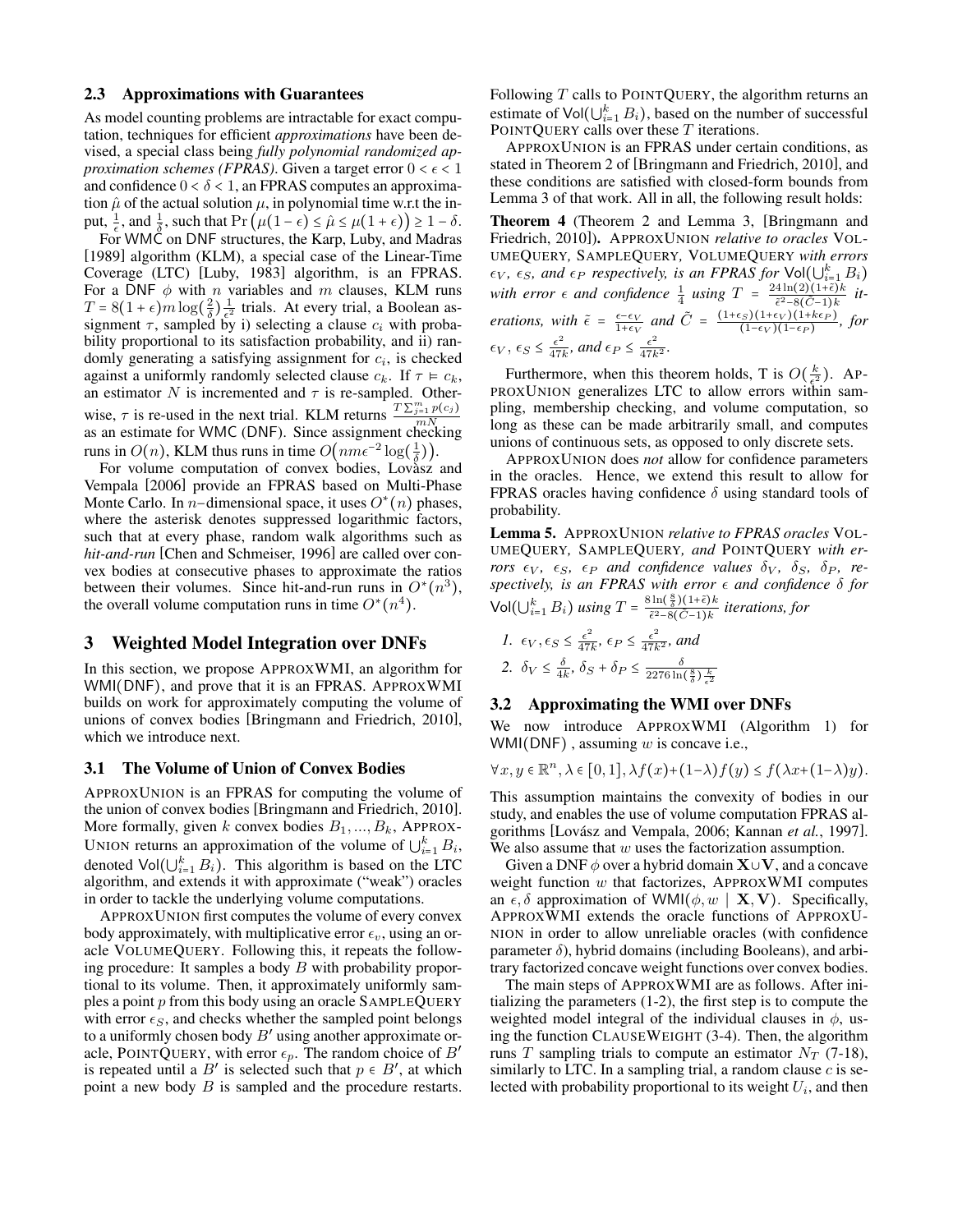### 2.3 Approximations with Guarantees

As model counting problems are intractable for exact computation, techniques for efficient *approximations* have been devised, a special class being *fully polynomial randomized approximation schemes (FPRAS)*. Given a target error $0 < \epsilon < 1$ and confidence $0 < \delta < 1$, an FPRAS computes an approximation $\hat{\mu}$ of the actual solution $\mu$, in polynomial time w.r.t the input, $\frac{1}{\epsilon}$, and $\frac{1}{\delta}$, such that $\Pr\left(\mu(1-\epsilon) \leq \hat{\mu} \leq \mu(1+\epsilon)\right) \geq 1-\delta$.

For WMC on DNF structures, the Karp, Luby, and Madras [1989] algorithm (KLM), a special case of the Linear-Time Coverage (LTC) [Luby, 1983] algorithm, is an FPRAS. For a DNF $\phi$ with $n$ variables and $m$ clauses, KLM runs $T = 8(1+\epsilon)m\log(\frac{2}{\delta})\frac{1}{\epsilon^2}$ trials. At every trial, a Boolean assignment $\tau$, sampled by i) selecting a clause $c_i$ with probability proportional to its satisfaction probability, and ii) randomly generating a satisfying assignment for $c_i$, is checked against a uniformly randomly selected clause $c_k$. If $\tau \vDash c_k$, an estimator $N$ is incremented and $\tau$ is re-sampled. Otherwise, $\tau$ is re-used in the next trial. KLM returns $\frac{T\sum_{j=1}^{m} p(c_j)}{mN}$ as an estimate for WMC (DNF). Since assignment checking runs in $O(n)$, KLM thus runs in time $O\left(nm\epsilon^{-2}\log(\frac{1}{\delta})\right)$.

For volume computation of convex bodies, Lovàsz and Vempala [2006] provide an FPRAS based on Multi-Phase Monte Carlo. In $n$−dimensional space, it uses $O^*(n)$ phases, where the asterisk denotes suppressed logarithmic factors, such that at every phase, random walk algorithms such as *hit-and-run* [Chen and Schmeiser, 1996] are called over convex bodies at consecutive phases to approximate the ratios between their volumes. Since hit-and-run runs in $O^*(n^3)$, the overall volume computation runs in time $O^*(n^4)$.

## 3 Weighted Model Integration over DNFs

In this section, we propose APPROXWMI, an algorithm for WMI(DNF), and prove that it is an FPRAS. APPROXWMI builds on work for approximately computing the volume of unions of convex bodies [Bringmann and Friedrich, 2010], which we introduce next.

### 3.1 The Volume of Union of Convex Bodies

APPROXUNION is an FPRAS for computing the volume of the union of convex bodies [Bringmann and Friedrich, 2010]. More formally, given $k$ convex bodies $B_1, ..., B_k$, APPROXUNION returns an approximation of the volume of $\bigcup_{i=1}^{k} B_i$, denoted $\mathsf{Vol}(\bigcup_{i=1}^{k} B_i)$. This algorithm is based on the LTC algorithm, and extends it with approximate ("weak") oracles in order to tackle the underlying volume computations.

APPROXUNION first computes the volume of every convex body approximately, with multiplicative error $\epsilon_v$, using an oracle VOLUMEQUERY. Following this, it repeats the following procedure: It samples a body $B$ with probability proportional to its volume. Then, it approximately uniformly samples a point $p$ from this body using an oracle SAMPLEQUERY with error $\epsilon_S$, and checks whether the sampled point belongs to a uniformly chosen body $B'$ using another approximate oracle, POINTQUERY, with error $\epsilon_p$. The random choice of $B'$ is repeated until a $B'$ is selected such that $p \in B'$, at which point a new body $B$ is sampled and the procedure restarts. Following $T$ calls to POINTQUERY, the algorithm returns an estimate of $\mathsf{Vol}(\bigcup_{i=1}^{k} B_i)$, based on the number of successful POINTQUERY calls over these $T$ iterations.

APPROXUNION is an FPRAS under certain conditions, as stated in Theorem 2 of [Bringmann and Friedrich, 2010], and these conditions are satisfied with closed-form bounds from Lemma 3 of that work. All in all, the following result holds:

**Theorem 4** (Theorem 2 and Lemma 3, [Bringmann and Friedrich, 2010])**.** *APPROXUNION relative to oracles VOLUMEQUERY, SAMPLEQUERY, VOLUMEQUERY with errors $\epsilon_V$, $\epsilon_S$, and $\epsilon_P$ respectively, is an FPRAS for $\mathsf{Vol}(\bigcup_{i=1}^{k} B_i)$ with error $\epsilon$ and confidence $\frac{1}{4}$ using $T = \frac{24\ln(2)(1+\tilde{\epsilon})k}{\tilde{\epsilon}^2 - 8(\tilde{C}-1)k}$ iterations, with $\tilde{\epsilon} = \frac{\epsilon - \epsilon_V}{1+\epsilon_V}$ and $\tilde{C} = \frac{(1+\epsilon_S)(1+\epsilon_V)(1+k\epsilon_P)}{(1-\epsilon_V)(1-\epsilon_P)}$, for $\epsilon_V, \epsilon_S \leq \frac{\epsilon^2}{47k}$, and $\epsilon_P \leq \frac{\epsilon^2}{47k^2}$.*

Furthermore, when this theorem holds, T is $O(\frac{k}{\epsilon^2})$. APPROXUNION generalizes LTC to allow errors within sampling, membership checking, and volume computation, so long as these can be made arbitrarily small, and computes unions of continuous sets, as opposed to only discrete sets.

APPROXUNION does *not* allow for confidence parameters in the oracles. Hence, we extend this result to allow for FPRAS oracles having confidence $\delta$ using standard tools of probability.

**Lemma 5.** *APPROXUNION relative to FPRAS oracles VOLUMEQUERY, SAMPLEQUERY, and POINTQUERY with errors $\epsilon_V$, $\epsilon_S$, $\epsilon_P$ and confidence values $\delta_V$, $\delta_S$, $\delta_P$, respectively, is an FPRAS with error $\epsilon$ and confidence $\delta$ for $\mathsf{Vol}(\bigcup_{i=1}^{k} B_i)$ using $T = \frac{8\ln(\frac{8}{\delta})(1+\tilde{\epsilon})k}{\tilde{\epsilon}^2 - 8(\tilde{C}-1)k}$ iterations, for*

1. *$\epsilon_V, \epsilon_S \leq \frac{\epsilon^2}{47k}$, $\epsilon_P \leq \frac{\epsilon^2}{47k^2}$, and*
2. *$\delta_V \leq \frac{\delta}{4k}$, $\delta_S + \delta_P \leq \frac{\delta}{2276\ln(\frac{8}{\delta})\frac{k}{\epsilon^2}}$*

### 3.2 Approximating the WMI over DNFs

We now introduce APPROXWMI (Algorithm 1) for WMI(DNF) , assuming $w$ is concave i.e.,

$$\forall x, y \in \mathbb{R}^n, \lambda \in [0,1], \lambda f(x) + (1-\lambda)f(y) \leq f(\lambda x + (1-\lambda)y).$$

This assumption maintains the convexity of bodies in our study, and enables the use of volume computation FPRAS algorithms [Lovász and Vempala, 2006; Kannan *et al.*, 1997]. We also assume that $w$ uses the factorization assumption.

Given a DNF $\phi$ over a hybrid domain $\mathbf{X} \cup \mathbf{V}$, and a concave weight function $w$ that factorizes, APPROXWMI computes an $\epsilon, \delta$ approximation of $\mathsf{WMI}(\phi, w \mid \mathbf{X}, \mathbf{V})$. Specifically, APPROXWMI extends the oracle functions of APPROXUNION in order to allow unreliable oracles (with confidence parameter $\delta$), hybrid domains (including Booleans), and arbitrary factorized concave weight functions over convex bodies.

The main steps of APPROXWMI are as follows. After initializing the parameters (1-2), the first step is to compute the weighted model integral of the individual clauses in $\phi$, using the function CLAUSEWEIGHT (3-4). Then, the algorithm runs $T$ sampling trials to compute an estimator $N_T$ (7-18), similarly to LTC. In a sampling trial, a random clause $c$ is selected with probability proportional to its weight $U_i$, and then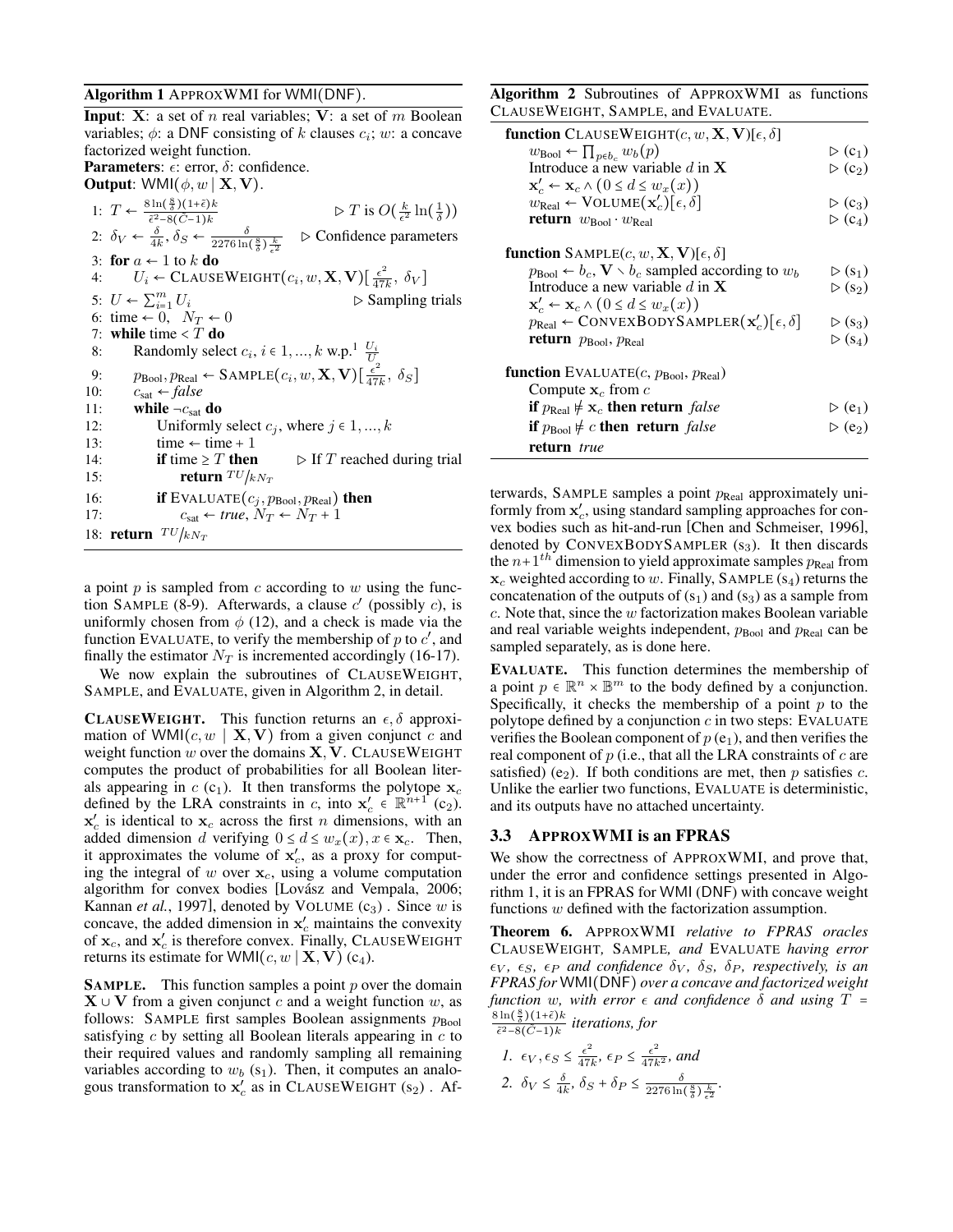**Algorithm 1** APPROXWMI for WMI(DNF).

**Input**: $\mathbf{X}$: a set of $n$ real variables; $\mathbf{V}$: a set of $m$ Boolean variables; $\phi$: a DNF consisting of $k$ clauses $c_i$; $w$: a concave factorized weight function.
**Parameters**: $\epsilon$: error, $\delta$: confidence.
**Output**: $\mathsf{WMI}(\phi, w \mid \mathbf{X}, \mathbf{V})$.

```
1: T ← 8ln(8/δ)(1+ε̄)k / (ε̄² − 8(C̄−1)k)          ▷ T is O(k/ε² ln(1/δ))
2: δ_V ← δ/(4k), δ_S ← δ / (2276 ln(8/δ) k/ε²)   ▷ Confidence parameters
3: for a ← 1 to k do
4:     U_i ← CLAUSEWEIGHT(c_i, w, X, V)[ε²/(47k), δ_V]
5: U ← Σ_{i=1}^m U_i                               ▷ Sampling trials
6: time ← 0,  N_T ← 0
7: while time < T do
8:     Randomly select c_i, i ∈ 1,...,k w.p.¹ U_i/U
9:     p_Bool, p_Real ← SAMPLE(c_i, w, X, V)[ε²/(47k), δ_S]
10:    c_sat ← false
11:    while ¬c_sat do
12:        Uniformly select c_j, where j ∈ 1,...,k
13:        time ← time + 1
14:        if time ≥ T then              ▷ If T reached during trial
15:            return TU/(kN_T)
16:        if EVALUATE(c_j, p_Bool, p_Real) then
17:            c_sat ← true, N_T ← N_T + 1
18: return TU/(kN_T)
```

a point $p$ is sampled from $c$ according to $w$ using the function SAMPLE (8-9). Afterwards, a clause $c'$ (possibly $c$), is uniformly chosen from $\phi$ (12), and a check is made via the function EVALUATE, to verify the membership of $p$ to $c'$, and finally the estimator $N_T$ is incremented accordingly (16-17).

We now explain the subroutines of CLAUSEWEIGHT, SAMPLE, and EVALUATE, given in Algorithm 2, in detail.

**CLAUSEWEIGHT.** This function returns an $\epsilon, \delta$ approximation of $\mathsf{WMI}(c, w \mid \mathbf{X}, \mathbf{V})$ from a given conjunct $c$ and weight function $w$ over the domains $\mathbf{X}, \mathbf{V}$. CLAUSEWEIGHT computes the product of probabilities for all Boolean literals appearing in $c$ ($c_1$). It then transforms the polytope $\mathbf{x}_c$ defined by the LRA constraints in $c$, into $\mathbf{x}'_c \in \mathbb{R}^{n+1}$ ($c_2$). $\mathbf{x}'_c$ is identical to $\mathbf{x}_c$ across the first $n$ dimensions, with an added dimension $d$ verifying $0 \leq d \leq w_x(x), x \in \mathbf{x}_c$. Then, it approximates the volume of $\mathbf{x}'_c$, as a proxy for computing the integral of $w$ over $\mathbf{x}_c$, using a volume computation algorithm for convex bodies [Lovász and Vempala, 2006; Kannan *et al.*, 1997], denoted by VOLUME ($c_3$) . Since $w$ is concave, the added dimension in $\mathbf{x}'_c$ maintains the convexity of $\mathbf{x}_c$, and $\mathbf{x}'_c$ is therefore convex. Finally, CLAUSEWEIGHT returns its estimate for $\mathsf{WMI}(c, w \mid \mathbf{X}, \mathbf{V})$ ($c_4$).

**SAMPLE.** This function samples a point $p$ over the domain $\mathbf{X} \cup \mathbf{V}$ from a given conjunct $c$ and a weight function $w$, as follows: SAMPLE first samples Boolean assignments $p_{\text{Bool}}$ satisfying $c$ by setting all Boolean literals appearing in $c$ to their required values and randomly sampling all remaining variables according to $w_b$ ($s_1$). Then, it computes an analogous transformation to $\mathbf{x}'_c$ as in CLAUSEWEIGHT ($s_2$) . Afterwards, SAMPLE samples a point $p_{\text{Real}}$ approximately uniformly from $\mathbf{x}'_c$, using standard sampling approaches for convex bodies such as hit-and-run [Chen and Schmeiser, 1996], denoted by CONVEXBODYSAMPLER ($s_3$). It then discards the $n+1^{th}$ dimension to yield approximate samples $p_{\text{Real}}$ from $\mathbf{x}_c$ weighted according to $w$. Finally, SAMPLE ($s_4$) returns the concatenation of the outputs of ($s_1$) and ($s_3$) as a sample from $c$. Note that, since the $w$ factorization makes Boolean variable and real variable weights independent, $p_{\text{Bool}}$ and $p_{\text{Real}}$ can be sampled separately, as is done here.

**Algorithm 2** Subroutines of APPROXWMI as functions CLAUSEWEIGHT, SAMPLE, and EVALUATE.

```
function CLAUSEWEIGHT(c, w, X, V)[ε, δ]
    w_Bool ← ∏_{p∈b_c} w_b(p)                              ▷ (c1)
    Introduce a new variable d in X                         ▷ (c2)
    x'_c ← x_c ∧ (0 ≤ d ≤ w_x(x))
    w_Real ← VOLUME(x'_c)[ε, δ]                             ▷ (c3)
    return w_Bool · w_Real                                  ▷ (c4)

function SAMPLE(c, w, X, V)[ε, δ]
    p_Bool ← b_c, V ∖ b_c sampled according to w_b          ▷ (s1)
    Introduce a new variable d in X                         ▷ (s2)
    x'_c ← x_c ∧ (0 ≤ d ≤ w_x(x))
    p_Real ← CONVEXBODYSAMPLER(x'_c)[ε, δ]                  ▷ (s3)
    return p_Bool, p_Real                                   ▷ (s4)

function EVALUATE(c, p_Bool, p_Real)
    Compute x_c from c
    if p_Real ⊭ x_c then return false                       ▷ (e1)
    if p_Bool ⊭ c then return false                         ▷ (e2)
    return true
```

**EVALUATE.** This function determines the membership of a point $p \in \mathbb{R}^n \times \mathbb{B}^m$ to the body defined by a conjunction. Specifically, it checks the membership of a point $p$ to the polytope defined by a conjunction $c$ in two steps: EVALUATE verifies the Boolean component of $p$ ($e_1$), and then verifies the real component of $p$ (i.e., that all the LRA constraints of $c$ are satisfied) ($e_2$). If both conditions are met, then $p$ satisfies $c$. Unlike the earlier two functions, EVALUATE is deterministic, and its outputs have no attached uncertainty.

### 3.3 APPROXWMI is an FPRAS

We show the correctness of APPROXWMI, and prove that, under the error and confidence settings presented in Algorithm 1, it is an FPRAS for WMI (DNF) with concave weight functions $w$ defined with the factorization assumption.

**Theorem 6.** *APPROXWMI relative to FPRAS oracles CLAUSEWEIGHT, SAMPLE, and EVALUATE having error $\epsilon_V$, $\epsilon_S$, $\epsilon_P$ and confidence $\delta_V$, $\delta_S$, $\delta_P$, respectively, is an FPRAS for* WMI(DNF) *over a concave and factorized weight function $w$, with error $\epsilon$ and confidence $\delta$ and using $T = \frac{8\ln(\frac{8}{\delta})(1+\bar{\epsilon})k}{\bar{\epsilon}^2 - 8(\bar{C}-1)k}$ iterations, for*

1. *$\epsilon_V, \epsilon_S \leq \frac{\epsilon^2}{47k}$, $\epsilon_P \leq \frac{\epsilon^2}{47k^2}$, and*
2. *$\delta_V \leq \frac{\delta}{4k}$, $\delta_S + \delta_P \leq \frac{\delta}{2276\ln(\frac{8}{\delta})\frac{k}{\epsilon^2}}$.*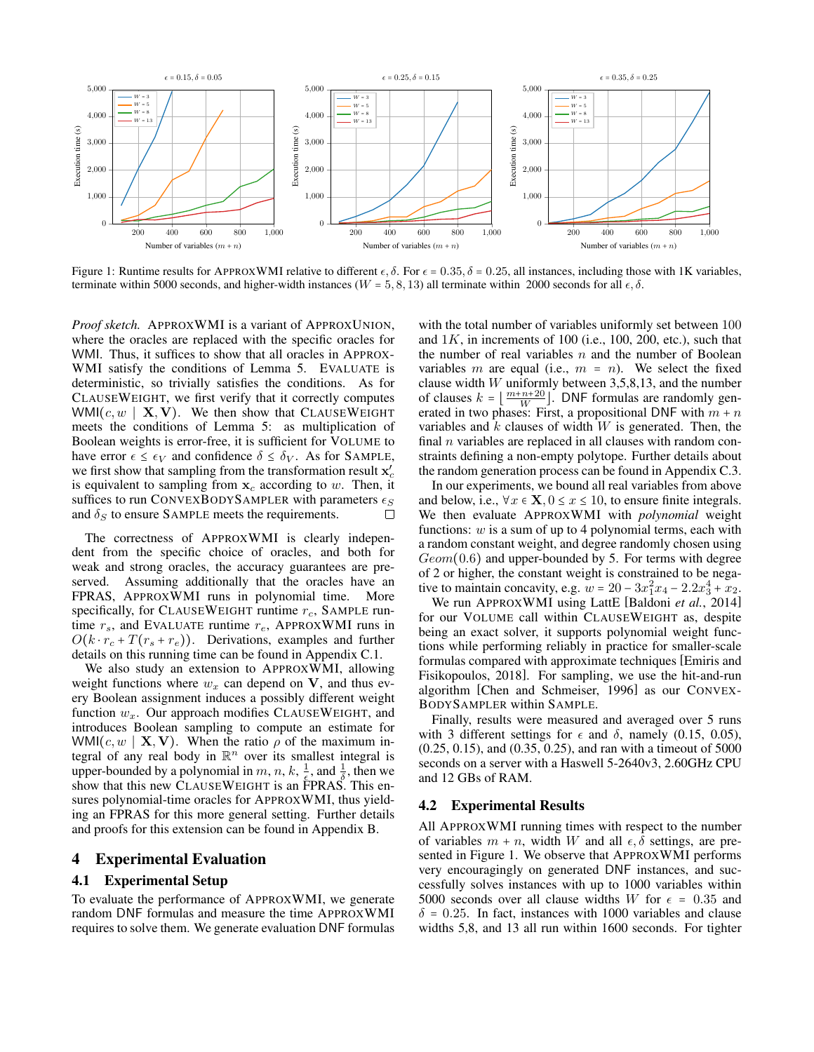Figure 1: Runtime results for APPROXWMI relative to different $\epsilon, \delta$. For $\epsilon = 0.35, \delta = 0.25$, all instances, including those with 1K variables, terminate within 5000 seconds, and higher-width instances ($W = 5, 8, 13$) all terminate within 2000 seconds for all $\epsilon, \delta$.

*Proof sketch.* APPROXWMI is a variant of APPROXUNION, where the oracles are replaced with the specific oracles for WMI. Thus, it suffices to show that all oracles in APPROXWMI satisfy the conditions of Lemma 5. EVALUATE is deterministic, so trivially satisfies the conditions. As for CLAUSEWEIGHT, we first verify that it correctly computes $\mathsf{WMI}(c, w \mid \mathbf{X}, \mathbf{V})$. We then show that CLAUSEWEIGHT meets the conditions of Lemma 5: as multiplication of Boolean weights is error-free, it is sufficient for VOLUME to have error $\epsilon \leq \epsilon_V$ and confidence $\delta \leq \delta_V$. As for SAMPLE, we first show that sampling from the transformation result $\mathbf{x}'_c$ is equivalent to sampling from $\mathbf{x}_c$ according to $w$. Then, it suffices to run CONVEXBODYSAMPLER with parameters $\epsilon_S$ and $\delta_S$ to ensure SAMPLE meets the requirements. □

The correctness of APPROXWMI is clearly independent from the specific choice of oracles, and both for weak and strong oracles, the accuracy guarantees are preserved. Assuming additionally that the oracles have an FPRAS, APPROXWMI runs in polynomial time. More specifically, for CLAUSEWEIGHT runtime $r_c$, SAMPLE runtime $r_s$, and EVALUATE runtime $r_e$, APPROXWMI runs in $O(k \cdot r_c + T(r_s + r_e))$. Derivations, examples and further details on this running time can be found in Appendix C.1.

We also study an extension to APPROXWMI, allowing weight functions where $w_x$ can depend on $\mathbf{V}$, and thus every Boolean assignment induces a possibly different weight function $w_x$. Our approach modifies CLAUSEWEIGHT, and introduces Boolean sampling to compute an estimate for $\mathsf{WMI}(c, w \mid \mathbf{X}, \mathbf{V})$. When the ratio $\rho$ of the maximum integral of any real body in $\mathbb{R}^n$ over its smallest integral is upper-bounded by a polynomial in $m$, $n$, $k$, $\frac{1}{\epsilon}$, and $\frac{1}{\delta}$, then we show that this new CLAUSEWEIGHT is an FPRAS. This ensures polynomial-time oracles for APPROXWMI, thus yielding an FPRAS for this more general setting. Further details and proofs for this extension can be found in Appendix B.

## 4 Experimental Evaluation

### 4.1 Experimental Setup

To evaluate the performance of APPROXWMI, we generate random DNF formulas and measure the time APPROXWMI requires to solve them. We generate evaluation DNF formulas with the total number of variables uniformly set between 100 and the $1K$, in increments of 100 (i.e., 100, 200, etc.), such that the number of real variables $n$ and the number of Boolean variables $m$ are equal (i.e., $m = n$). We select the fixed clause width $W$ uniformly between 3,5,8,13, and the number of clauses $k = \lfloor \frac{m+n+20}{W} \rfloor$. DNF formulas are randomly generated in two phases: First, a propositional DNF with $m + n$ variables and $k$ clauses of width $W$ is generated. Then, the final $n$ variables are replaced in all clauses with random constraints defining a non-empty polytope. Further details about the random generation process can be found in Appendix C.3.

In our experiments, we bound all real variables from above and below, i.e., $\forall x \in \mathbf{X}, 0 \leq x \leq 10$, to ensure finite integrals. We then evaluate APPROXWMI with *polynomial* weight functions: $w$ is a sum of up to 4 polynomial terms, each with a random constant weight, and degree randomly chosen using $Geom(0.6)$ and upper-bounded by 5. For terms with degree of 2 or higher, the constant weight is constrained to be negative to maintain concavity, e.g. $w = 20 - 3x_1^2 x_4 - 2.2x_3^4 + x_2$.

We run APPROXWMI using LattE [Baldoni *et al.*, 2014] for our VOLUME call within CLAUSEWEIGHT as, despite being an exact solver, it supports polynomial weight functions while performing reliably in practice for smaller-scale formulas compared with approximate techniques [Emiris and Fisikopoulos, 2018]. For sampling, we use the hit-and-run algorithm [Chen and Schmeiser, 1996] as our CONVEXBODYSAMPLER within SAMPLE.

Finally, results were measured and averaged over 5 runs with 3 different settings for $\epsilon$ and $\delta$, namely (0.15, 0.05), (0.25, 0.15), and (0.35, 0.25), and ran with a timeout of 5000 seconds on a server with a Haswell 5-2640v3, 2.60GHz CPU and 12 GBs of RAM.

### 4.2 Experimental Results

All APPROXWMI running times with respect to the number of variables $m + n$, width $W$ and all $\epsilon, \delta$ settings, are presented in Figure 1. We observe that APPROXWMI performs very encouragingly on generated DNF instances, and successfully solves instances with up to 1000 variables within 5000 seconds over all clause widths $W$ for $\epsilon = 0.35$ and $\delta = 0.25$. In fact, instances with 1000 variables and clause widths 5,8, and 13 all run within 1600 seconds. For tighter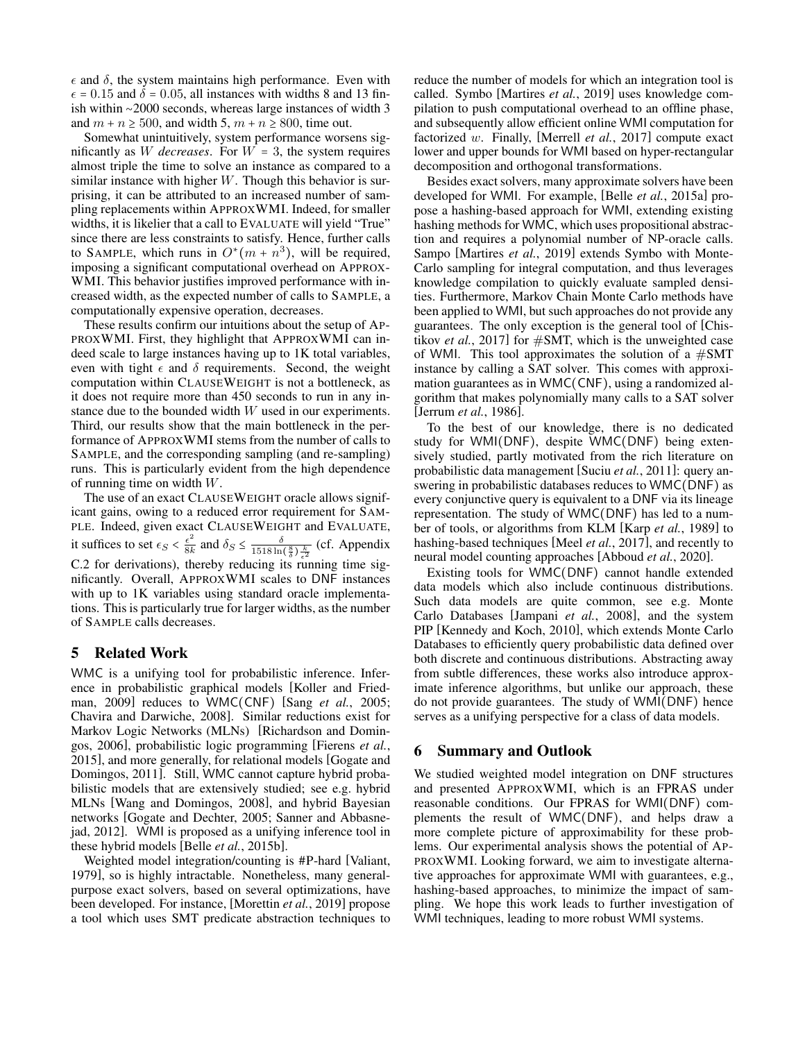$\epsilon$ and $\delta$, the system maintains high performance. Even with $\epsilon = 0.15$ and $\delta = 0.05$, all instances with widths 8 and 13 finish within ~2000 seconds, whereas large instances of width 3 and $m + n \geq 500$, and width 5, $m + n \geq 800$, time out.

Somewhat unintuitively, system performance worsens significantly as $W$ *decreases*. For $W = 3$, the system requires almost triple the time to solve an instance as compared to a similar instance with higher $W$. Though this behavior is surprising, it can be attributed to an increased number of sampling replacements within APPROXWMI. Indeed, for smaller widths, it is likelier that a call to EVALUATE will yield "True" since there are less constraints to satisfy. Hence, further calls to SAMPLE, which runs in $O^*(m + n^3)$, will be required, imposing a significant computational overhead on APPROXWMI. This behavior justifies improved performance with increased width, as the expected number of calls to SAMPLE, a computationally expensive operation, decreases.

These results confirm our intuitions about the setup of APPROXWMI. First, they highlight that APPROXWMI can indeed scale to large instances having up to 1K total variables, even with tight $\epsilon$ and $\delta$ requirements. Second, the weight computation within CLAUSEWEIGHT is not a bottleneck, as it does not require more than 450 seconds to run in any instance due to the bounded width $W$ used in our experiments. Third, our results show that the main bottleneck in the performance of APPROXWMI stems from the number of calls to SAMPLE, and the corresponding sampling (and re-sampling) runs. This is particularly evident from the high dependence of running time on width $W$.

The use of an exact CLAUSEWEIGHT oracle allows significant gains, owing to a reduced error requirement for SAMPLE. Indeed, given exact CLAUSEWEIGHT and EVALUATE, it suffices to set $\epsilon_S < \frac{\epsilon^2}{8k}$ and $\delta_S \leq \frac{\delta}{1518 \ln(\frac{8}{\delta})\frac{k}{\epsilon^2}}$ (cf. Appendix C.2 for derivations), thereby reducing its running time significantly. Overall, APPROXWMI scales to DNF instances with up to 1K variables using standard oracle implementations. This is particularly true for larger widths, as the number of SAMPLE calls decreases.

## 5 Related Work

WMC is a unifying tool for probabilistic inference. Inference in probabilistic graphical models [Koller and Friedman, 2009] reduces to WMC(CNF) [Sang *et al.*, 2005; Chavira and Darwiche, 2008]. Similar reductions exist for Markov Logic Networks (MLNs) [Richardson and Domingos, 2006], probabilistic logic programming [Fierens *et al.*, 2015], and more generally, for relational models [Gogate and Domingos, 2011]. Still, WMC cannot capture hybrid probabilistic models that are extensively studied; see e.g. hybrid MLNs [Wang and Domingos, 2008], and hybrid Bayesian networks [Gogate and Dechter, 2005; Sanner and Abbasnejad, 2012]. WMI is proposed as a unifying inference tool in these hybrid models [Belle *et al.*, 2015b].

Weighted model integration/counting is #P-hard [Valiant, 1979], so is highly intractable. Nonetheless, many general-purpose exact solvers, based on several optimizations, have been developed. For instance, [Morettin *et al.*, 2019] propose a tool which uses SMT predicate abstraction techniques to reduce the number of models for which an integration tool is called. Symbo [Martires *et al.*, 2019] uses knowledge compilation to push computational overhead to an offline phase, and subsequently allow efficient online WMI computation for factorized $w$. Finally, [Merrell *et al.*, 2017] compute exact lower and upper bounds for WMI based on hyper-rectangular decomposition and orthogonal transformations.

Besides exact solvers, many approximate solvers have been developed for WMI. For example, [Belle *et al.*, 2015a] propose a hashing-based approach for WMI, extending existing hashing methods for WMC, which uses propositional abstraction and requires a polynomial number of NP-oracle calls. Sampo [Martires *et al.*, 2019] extends Symbo with Monte-Carlo sampling for integral computation, and thus leverages knowledge compilation to quickly evaluate sampled densities. Furthermore, Markov Chain Monte Carlo methods have been applied to WMI, but such approaches do not provide any guarantees. The only exception is the general tool of [Chistikov *et al.*, 2017] for #SMT, which is the unweighted case of WMI. This tool approximates the solution of a #SMT instance by calling a SAT solver. This comes with approximation guarantees as in WMC(CNF), using a randomized algorithm that makes polynomially many calls to a SAT solver [Jerrum *et al.*, 1986].

To the best of our knowledge, there is no dedicated study for WMI(DNF), despite WMC(DNF) being extensively studied, partly motivated from the rich literature on probabilistic data management [Suciu *et al.*, 2011]: query answering in probabilistic databases reduces to WMC(DNF) as every conjunctive query is equivalent to a DNF via its lineage representation. The study of WMC(DNF) has led to a number of tools, or algorithms from KLM [Karp *et al.*, 1989] to hashing-based techniques [Meel *et al.*, 2017], and recently to neural model counting approaches [Abboud *et al.*, 2020].

Existing tools for WMC(DNF) cannot handle extended data models which also include continuous distributions. Such data models are quite common, see e.g. Monte Carlo Databases [Jampani *et al.*, 2008], and the system PIP [Kennedy and Koch, 2010], which extends Monte Carlo Databases to efficiently query probabilistic data defined over both discrete and continuous distributions. Abstracting away from subtle differences, these works also introduce approximate inference algorithms, but unlike our approach, these do not provide guarantees. The study of WMI(DNF) hence serves as a unifying perspective for a class of data models.

## 6 Summary and Outlook

We studied weighted model integration on DNF structures and presented APPROXWMI, which is an FPRAS under reasonable conditions. Our FPRAS for WMI(DNF) complements the result of WMC(DNF), and helps draw a more complete picture of approximability for these problems. Our experimental analysis shows the potential of APPROXWMI. Looking forward, we aim to investigate alternative approaches for approximate WMI with guarantees, e.g., hashing-based approaches, to minimize the impact of sampling. We hope this work leads to further investigation of WMI techniques, leading to more robust WMI systems.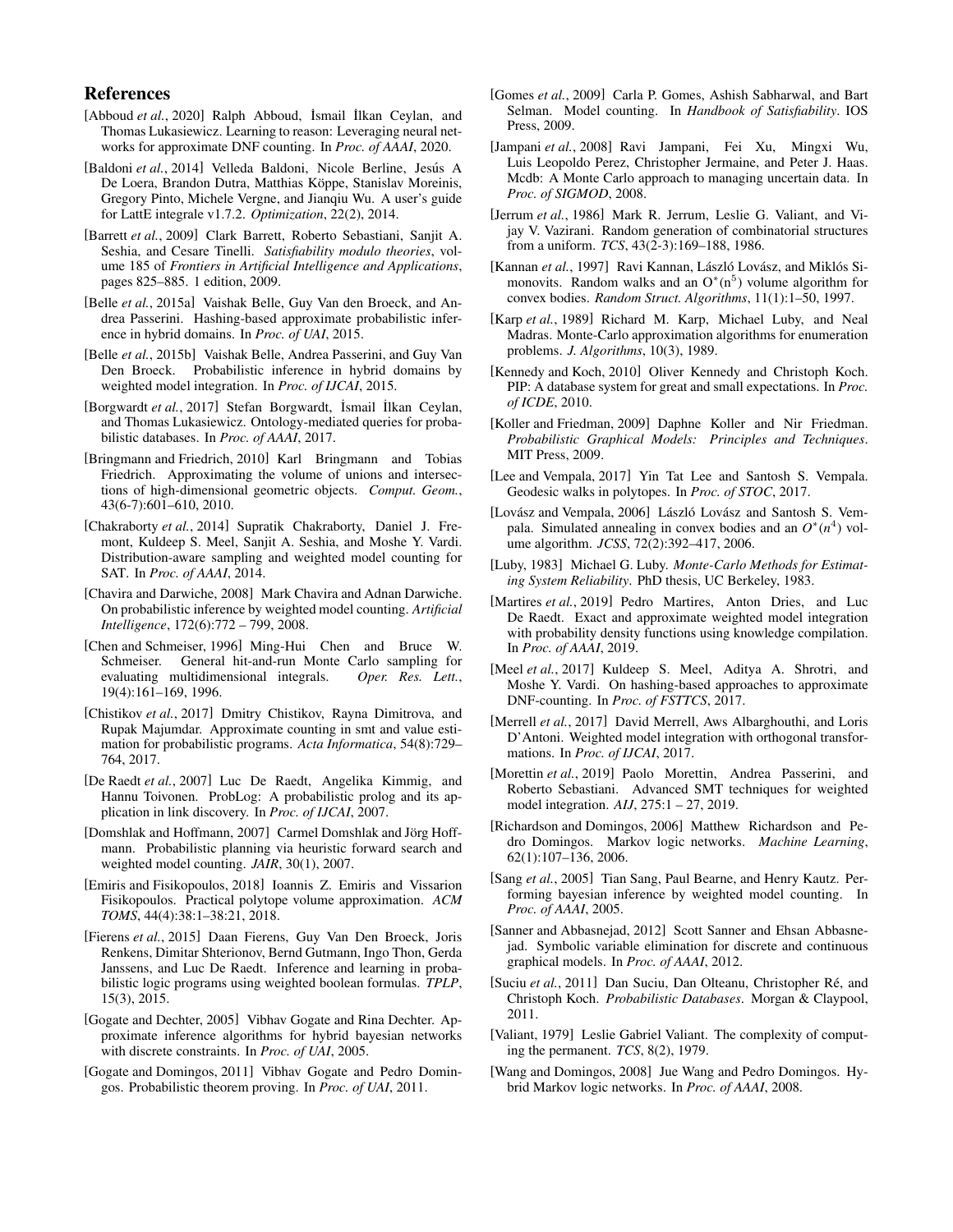# References

[Abboud *et al.*, 2020] Ralph Abboud, İsmail İlkan Ceylan, and Thomas Lukasiewicz. Learning to reason: Leveraging neural networks for approximate DNF counting. In *Proc. of AAAI*, 2020.

[Baldoni *et al.*, 2014] Velleda Baldoni, Nicole Berline, Jesús A De Loera, Brandon Dutra, Matthias Köppe, Stanislav Moreinis, Gregory Pinto, Michele Vergne, and Jianqiu Wu. A user's guide for LattE integrale v1.7.2. *Optimization*, 22(2), 2014.

[Barrett *et al.*, 2009] Clark Barrett, Roberto Sebastiani, Sanjit A. Seshia, and Cesare Tinelli. *Satisfiability modulo theories*, volume 185 of *Frontiers in Artificial Intelligence and Applications*, pages 825–885. 1 edition, 2009.

[Belle *et al.*, 2015a] Vaishak Belle, Guy Van den Broeck, and Andrea Passerini. Hashing-based approximate probabilistic inference in hybrid domains. In *Proc. of UAI*, 2015.

[Belle *et al.*, 2015b] Vaishak Belle, Andrea Passerini, and Guy Van Den Broeck. Probabilistic inference in hybrid domains by weighted model integration. In *Proc. of IJCAI*, 2015.

[Borgwardt *et al.*, 2017] Stefan Borgwardt, İsmail İlkan Ceylan, and Thomas Lukasiewicz. Ontology-mediated queries for probabilistic databases. In *Proc. of AAAI*, 2017.

[Bringmann and Friedrich, 2010] Karl Bringmann and Tobias Friedrich. Approximating the volume of unions and intersections of high-dimensional geometric objects. *Comput. Geom.*, 43(6-7):601–610, 2010.

[Chakraborty *et al.*, 2014] Supratik Chakraborty, Daniel J. Fremont, Kuldeep S. Meel, Sanjit A. Seshia, and Moshe Y. Vardi. Distribution-aware sampling and weighted model counting for SAT. In *Proc. of AAAI*, 2014.

[Chavira and Darwiche, 2008] Mark Chavira and Adnan Darwiche. On probabilistic inference by weighted model counting. *Artificial Intelligence*, 172(6):772 – 799, 2008.

[Chen and Schmeiser, 1996] Ming-Hui Chen and Bruce W. Schmeiser. General hit-and-run Monte Carlo sampling for evaluating multidimensional integrals. *Oper. Res. Lett.*, 19(4):161–169, 1996.

[Chistikov *et al.*, 2017] Dmitry Chistikov, Rayna Dimitrova, and Rupak Majumdar. Approximate counting in smt and value estimation for probabilistic programs. *Acta Informatica*, 54(8):729–764, 2017.

[De Raedt *et al.*, 2007] Luc De Raedt, Angelika Kimmig, and Hannu Toivonen. ProbLog: A probabilistic prolog and its application in link discovery. In *Proc. of IJCAI*, 2007.

[Domshlak and Hoffmann, 2007] Carmel Domshlak and Jörg Hoffmann. Probabilistic planning via heuristic forward search and weighted model counting. *JAIR*, 30(1), 2007.

[Emiris and Fisikopoulos, 2018] Ioannis Z. Emiris and Vissarion Fisikopoulos. Practical polytope volume approximation. *ACM TOMS*, 44(4):38:1–38:21, 2018.

[Fierens *et al.*, 2015] Daan Fierens, Guy Van Den Broeck, Joris Renkens, Dimitar Shterionov, Bernd Gutmann, Ingo Thon, Gerda Janssens, and Luc De Raedt. Inference and learning in probabilistic logic programs using weighted boolean formulas. *TPLP*, 15(3), 2015.

[Gogate and Dechter, 2005] Vibhav Gogate and Rina Dechter. Approximate inference algorithms for hybrid bayesian networks with discrete constraints. In *Proc. of UAI*, 2005.

[Gogate and Domingos, 2011] Vibhav Gogate and Pedro Domingos. Probabilistic theorem proving. In *Proc. of UAI*, 2011.

[Gomes *et al.*, 2009] Carla P. Gomes, Ashish Sabharwal, and Bart Selman. Model counting. In *Handbook of Satisfiability*. IOS Press, 2009.

[Jampani *et al.*, 2008] Ravi Jampani, Fei Xu, Mingxi Wu, Luis Leopoldo Perez, Christopher Jermaine, and Peter J. Haas. Mcdb: A Monte Carlo approach to managing uncertain data. In *Proc. of SIGMOD*, 2008.

[Jerrum *et al.*, 1986] Mark R. Jerrum, Leslie G. Valiant, and Vijay V. Vazirani. Random generation of combinatorial structures from a uniform. *TCS*, 43(2-3):169–188, 1986.

[Kannan *et al.*, 1997] Ravi Kannan, László Lovász, and Miklós Simonovits. Random walks and an $O^*(n^5)$ volume algorithm for convex bodies. *Random Struct. Algorithms*, 11(1):1–50, 1997.

[Karp *et al.*, 1989] Richard M. Karp, Michael Luby, and Neal Madras. Monte-Carlo approximation algorithms for enumeration problems. *J. Algorithms*, 10(3), 1989.

[Kennedy and Koch, 2010] Oliver Kennedy and Christoph Koch. PIP: A database system for great and small expectations. In *Proc. of ICDE*, 2010.

[Koller and Friedman, 2009] Daphne Koller and Nir Friedman. *Probabilistic Graphical Models: Principles and Techniques*. MIT Press, 2009.

[Lee and Vempala, 2017] Yin Tat Lee and Santosh S. Vempala. Geodesic walks in polytopes. In *Proc. of STOC*, 2017.

[Lovász and Vempala, 2006] László Lovász and Santosh S. Vempala. Simulated annealing in convex bodies and an $O^*(n^4)$ volume algorithm. *JCSS*, 72(2):392–417, 2006.

[Luby, 1983] Michael G. Luby. *Monte-Carlo Methods for Estimating System Reliability*. PhD thesis, UC Berkeley, 1983.

[Martires *et al.*, 2019] Pedro Martires, Anton Dries, and Luc De Raedt. Exact and approximate weighted model integration with probability density functions using knowledge compilation. In *Proc. of AAAI*, 2019.

[Meel *et al.*, 2017] Kuldeep S. Meel, Aditya A. Shrotri, and Moshe Y. Vardi. On hashing-based approaches to approximate DNF-counting. In *Proc. of FSTTCS*, 2017.

[Merrell *et al.*, 2017] David Merrell, Aws Albarghouthi, and Loris D'Antoni. Weighted model integration with orthogonal transformations. In *Proc. of IJCAI*, 2017.

[Morettin *et al.*, 2019] Paolo Morettin, Andrea Passerini, and Roberto Sebastiani. Advanced SMT techniques for weighted model integration. *AIJ*, 275:1 – 27, 2019.

[Richardson and Domingos, 2006] Matthew Richardson and Pedro Domingos. Markov logic networks. *Machine Learning*, 62(1):107–136, 2006.

[Sang *et al.*, 2005] Tian Sang, Paul Bearne, and Henry Kautz. Performing bayesian inference by weighted model counting. In *Proc. of AAAI*, 2005.

[Sanner and Abbasnejad, 2012] Scott Sanner and Ehsan Abbasnejad. Symbolic variable elimination for discrete and continuous graphical models. In *Proc. of AAAI*, 2012.

[Suciu *et al.*, 2011] Dan Suciu, Dan Olteanu, Christopher Ré, and Christoph Koch. *Probabilistic Databases*. Morgan & Claypool, 2011.

[Valiant, 1979] Leslie Gabriel Valiant. The complexity of computing the permanent. *TCS*, 8(2), 1979.

[Wang and Domingos, 2008] Jue Wang and Pedro Domingos. Hybrid Markov logic networks. In *Proc. of AAAI*, 2008.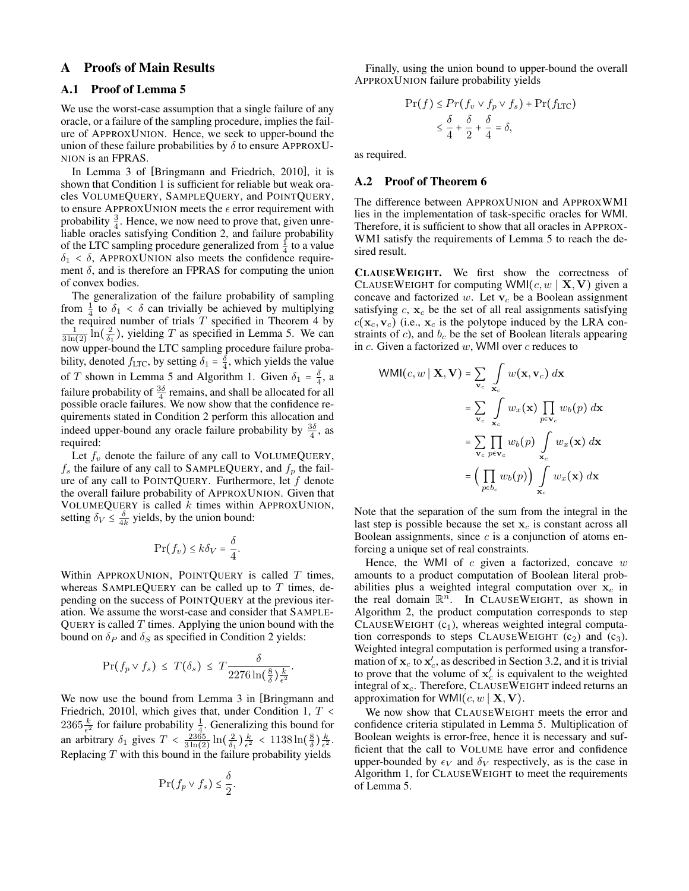# A Proofs of Main Results

## A.1 Proof of Lemma 5

We use the worst-case assumption that a single failure of any oracle, or a failure of the sampling procedure, implies the failure of ApproxUnion. Hence, we seek to upper-bound the union of these failure probabilities by $\delta$ to ensure ApproxUnion is an FPRAS.

In Lemma 3 of [Bringmann and Friedrich, 2010], it is shown that Condition 1 is sufficient for reliable but weak oracles VolumeQuery, SampleQuery, and PointQuery, to ensure ApproxUnion meets the $\epsilon$ error requirement with probability $\frac{3}{4}$. Hence, we now need to prove that, given unreliable oracles satisfying Condition 2, and failure probability of the LTC sampling procedure generalized from $\frac{1}{4}$ to a value $\delta_1 < \delta$, ApproxUnion also meets the confidence requirement $\delta$, and is therefore an FPRAS for computing the union of convex bodies.

The generalization of the failure probability of sampling from $\frac{1}{4}$ to $\delta_1 < \delta$ can trivially be achieved by multiplying the required number of trials $T$ specified in Theorem 4 by $\frac{1}{3\ln(2)}\ln(\frac{2}{\delta_1})$, yielding $T$ as specified in Lemma 5. We can now upper-bound the LTC sampling procedure failure probability, denoted $f_{\text{LTC}}$, by setting $\delta_1 = \frac{\delta}{4}$, which yields the value of $T$ shown in Lemma 5 and Algorithm 1. Given $\delta_1 = \frac{\delta}{4}$, a failure probability of $\frac{3\delta}{4}$ remains, and shall be allocated for all possible oracle failures. We now show that the confidence requirements stated in Condition 2 perform this allocation and indeed upper-bound any oracle failure probability by $\frac{3\delta}{4}$, as required:

Let $f_v$ denote the failure of any call to VolumeQuery, $f_s$ the failure of any call to SampleQuery, and $f_p$ the failure of any call to PointQuery. Furthermore, let $f$ denote the overall failure probability of ApproxUnion. Given that VolumeQuery is called $k$ times within ApproxUnion, setting $\delta_V \leq \frac{\delta}{4k}$ yields, by the union bound:

$$\Pr(f_v) \leq k\delta_V = \frac{\delta}{4}.$$

Within ApproxUnion, PointQuery is called $T$ times, whereas SampleQuery can be called up to $T$ times, depending on the success of PointQuery at the previous iteration. We assume the worst-case and consider that SampleQuery is called $T$ times. Applying the union bound with the bound on $\delta_P$ and $\delta_S$ as specified in Condition 2 yields:

$$\Pr(f_p \vee f_s) \;\leq\; T(\delta_s) \;\leq\; T\frac{\delta}{2276\ln(\frac{8}{\delta})\frac{k}{\epsilon^2}}.$$

We now use the bound from Lemma 3 in [Bringmann and Friedrich, 2010], which gives that, under Condition 1, $T < 2365\frac{k}{\epsilon^2}$ for failure probability $\frac{1}{4}$. Generalizing this bound for an arbitrary $\delta_1$ gives $T < \frac{2365}{3\ln(2)}\ln(\frac{2}{\delta_1})\frac{k}{\epsilon^2} < 1138\ln(\frac{8}{\delta})\frac{k}{\epsilon^2}$. Replacing $T$ with this bound in the failure probability yields

$$\Pr(f_p \vee f_s) \leq \frac{\delta}{2}.$$

Finally, using the union bound to upper-bound the overall ApproxUnion failure probability yields

$$\begin{aligned}\Pr(f) &\leq Pr(f_v \vee f_p \vee f_s) + \Pr(f_{\text{LTC}}) \\ &\leq \frac{\delta}{4} + \frac{\delta}{2} + \frac{\delta}{4} = \delta,\end{aligned}$$

as required.

## A.2 Proof of Theorem 6

The difference between ApproxUnion and ApproxWMI lies in the implementation of task-specific oracles for WMI. Therefore, it is sufficient to show that all oracles in ApproxWMI satisfy the requirements of Lemma 5 to reach the desired result.

**ClauseWeight.** We first show the correctness of ClauseWeight for computing $\mathsf{WMI}(c, w \mid \mathbf{X}, \mathbf{V})$ given a concave and factorized $w$. Let $\mathbf{v}_c$ be a Boolean assignment satisfying $c$, $\mathbf{x}_c$ be the set of all real assignments satisfying $c(\mathbf{x}_c, \mathbf{v}_c)$ (i.e., $\mathbf{x}_c$ is the polytope induced by the LRA constraints of $c$), and $b_c$ be the set of Boolean literals appearing in $c$. Given a factorized $w$, WMI over $c$ reduces to

$$\begin{aligned}\mathsf{WMI}(c, w \mid \mathbf{X}, \mathbf{V}) &= \sum_{\mathbf{v}_c} \int_{\mathbf{x}_c} w(\mathbf{x}, \mathbf{v}_c)\, d\mathbf{x} \\ &= \sum_{\mathbf{v}_c} \int_{\mathbf{x}_c} w_x(\mathbf{x}) \prod_{p \in \mathbf{v}_c} w_b(p)\, d\mathbf{x} \\ &= \sum_{\mathbf{v}_c} \prod_{p \in \mathbf{v}_c} w_b(p) \int_{\mathbf{x}_c} w_x(\mathbf{x})\, d\mathbf{x} \\ &= \Big(\prod_{p \in b_c} w_b(p)\Big) \int_{\mathbf{x}_c} w_x(\mathbf{x})\, d\mathbf{x}\end{aligned}$$

Note that the separation of the sum from the integral in the last step is possible because the set $\mathbf{x}_c$ is constant across all Boolean assignments, since $c$ is a conjunction of atoms enforcing a unique set of real constraints.

Hence, the WMI of $c$ given a factorized, concave $w$ amounts to a product computation of Boolean literal probabilities plus a weighted integral computation over $\mathbf{x}_c$ in the real domain $\mathbb{R}^n$. In ClauseWeight, as shown in Algorithm 2, the product computation corresponds to step ClauseWeight ($c_1$), whereas weighted integral computation corresponds to steps ClauseWeight ($c_2$) and ($c_3$). Weighted integral computation is performed using a transformation of $\mathbf{x}_c$ to $\mathbf{x}'_c$, as described in Section 3.2, and it is trivial to prove that the volume of $\mathbf{x}'_c$ is equivalent to the weighted integral of $\mathbf{x}_c$. Therefore, ClauseWeight indeed returns an approximation for $\mathsf{WMI}(c, w \mid \mathbf{X}, \mathbf{V})$.

We now show that ClauseWeight meets the error and confidence criteria stipulated in Lemma 5. Multiplication of Boolean weights is error-free, hence it is necessary and sufficient that the call to Volume have error and confidence upper-bounded by $\epsilon_V$ and $\delta_V$ respectively, as is the case in Algorithm 1, for ClauseWeight to meet the requirements of Lemma 5.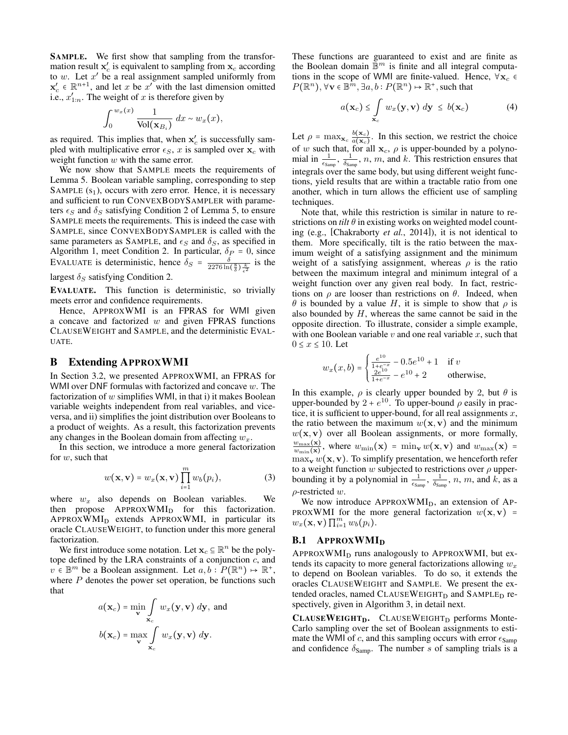**SAMPLE.** We first show that sampling from the transformation result $\mathbf{x}'_c$ is equivalent to sampling from $\mathbf{x}_c$ according to $w$. Let $x'$ be a real assignment sampled uniformly from $\mathbf{x}'_c \in \mathbb{R}^{n+1}$, and let $x$ be $x'$ with the last dimension omitted i.e., $x'_{1:n}$. The weight of $x$ is therefore given by

$$\int_0^{w_x(x)} \frac{1}{\text{Vol}(\mathbf{x}_{B_i})}\ dx \sim w_x(x),$$

as required. This implies that, when $\mathbf{x}'_c$ is successfully sampled with multiplicative error $\epsilon_S$, $x$ is sampled over $\mathbf{x}_c$ with weight function $w$ with the same error.

We now show that SAMPLE meets the requirements of Lemma 5. Boolean variable sampling, corresponding to step SAMPLE ($s_1$), occurs with zero error. Hence, it is necessary and sufficient to run CONVEXBODYSAMPLER with parameters $\epsilon_S$ and $\delta_S$ satisfying Condition 2 of Lemma 5, to ensure SAMPLE meets the requirements. This is indeed the case with SAMPLE, since CONVEXBODYSAMPLER is called with the same parameters as SAMPLE, and $\epsilon_S$ and $\delta_S$, as specified in Algorithm 1, meet Condition 2. In particular, $\delta_P = 0$, since EVALUATE is deterministic, hence $\delta_S = \frac{\delta}{2276 \ln(\frac{8}{\delta})\frac{k}{\epsilon^2}}$ is the largest $\delta_S$ satisfying Condition 2.

**EVALUATE.** This function is deterministic, so trivially meets error and confidence requirements.

Hence, APPROXWMI is an FPRAS for WMI given a concave and factorized $w$ and given FPRAS functions CLAUSEWEIGHT and SAMPLE, and the deterministic EVALUATE.

## B Extending APPROXWMI

In Section 3.2, we presented APPROXWMI, an FPRAS for WMI over DNF formulas with factorized and concave $w$. The factorization of $w$ simplifies WMI, in that i) it makes Boolean variable weights independent from real variables, and vice-versa, and ii) simplifies the joint distribution over Booleans to a product of weights. As a result, this factorization prevents any changes in the Boolean domain from affecting $w_x$.

In this section, we introduce a more general factorization for $w$, such that

$$w(\mathbf{x}, \mathbf{v}) = w_x(\mathbf{x}, \mathbf{v}) \prod_{i=1}^{m} w_b(p_i), \tag{3}$$

where $w_x$ also depends on Boolean variables. We then propose APPROXWMI$_\text{D}$ for this factorization. APPROXWMI$_\text{D}$ extends APPROXWMI, in particular its oracle CLAUSEWEIGHT, to function under this more general factorization.

We first introduce some notation. Let $\mathbf{x}_c \subseteq \mathbb{R}^n$ be the polytope defined by the LRA constraints of a conjunction $c$, and $v \in \mathbb{B}^m$ be a Boolean assignment. Let $a, b : P(\mathbb{R}^n) \mapsto \mathbb{R}^+$, where $P$ denotes the power set operation, be functions such that

$$a(\mathbf{x}_c) = \min_{\mathbf{v}} \int_{\mathbf{x}_c} w_x(\mathbf{y}, \mathbf{v})\ d\mathbf{y}, \text{ and}$$

$$b(\mathbf{x}_c) = \max_{\mathbf{v}} \int_{\mathbf{x}_c} w_x(\mathbf{y}, \mathbf{v})\ d\mathbf{y}.$$

These functions are guaranteed to exist and are finite as the Boolean domain $\mathbb{B}^m$ is finite and all integral computations in the scope of WMI are finite-valued. Hence, $\forall \mathbf{x}_c \in P(\mathbb{R}^n), \forall \mathbf{v} \in \mathbb{B}^m, \exists a, b : P(\mathbb{R}^n) \mapsto \mathbb{R}^+$, such that

$$a(\mathbf{x}_c) \leq \int_{\mathbf{x}_c} w_x(\mathbf{y}, \mathbf{v})\ d\mathbf{y} \ \leq\ b(\mathbf{x}_c) \tag{4}$$

Let $\rho = \max_{\mathbf{x}_c} \frac{b(\mathbf{x}_c)}{a(\mathbf{x}_c)}$. In this section, we restrict the choice of $w$ such that, for all $\mathbf{x}_c$, $\rho$ is upper-bounded by a polynomial in $\frac{1}{\epsilon_{\text{Samp}}}$, $\frac{1}{\delta_{\text{Samp}}}$, $n$, $m$, and $k$. This restriction ensures that integrals over the same body, but using different weight functions, yield results that are within a tractable ratio from one another, which in turn allows the efficient use of sampling techniques.

Note that, while this restriction is similar in nature to restrictions on *tilt* $\theta$ in existing works on weighted model counting (e.g., [Chakraborty *et al.*, 2014]), it is not identical to them. More specifically, tilt is the ratio between the maximum weight of a satisfying assignment and the minimum weight of a satisfying assignment, whereas $\rho$ is the ratio between the maximum integral and minimum integral of a weight function over any given real body. In fact, restrictions on $\rho$ are looser than restrictions on $\theta$. Indeed, when $\theta$ is bounded by a value $H$, it is simple to show that $\rho$ is also bounded by $H$, whereas the same cannot be said in the opposite direction. To illustrate, consider a simple example, with one Boolean variable $v$ and one real variable $x$, such that $0 \leq x \leq 10$. Let

$$w_x(x, b) = \begin{cases} \frac{e^{10}}{1+e^{-x}} - 0.5e^{10} + 1 & \text{if } v \\ \frac{2e^{10}}{1+e^{-x}} - e^{10} + 2 & \text{otherwise,} \end{cases}$$

In this example, $\rho$ is clearly upper bounded by 2, but $\theta$ is upper-bounded by $2 + e^{10}$. To upper-bound $\rho$ easily in practice, it is sufficient to upper-bound, for all real assignments $x$, the ratio between the maximum $w(\mathbf{x}, \mathbf{v})$ and the minimum $w(\mathbf{x}, \mathbf{v})$ over all Boolean assignments, or more formally, $\frac{w_{\max}(\mathbf{x})}{w_{\min}(\mathbf{x})}$, where $w_{\min}(\mathbf{x}) = \min_{\mathbf{v}} w(\mathbf{x}, \mathbf{v})$ and $w_{\max}(\mathbf{x}) = \max_{\mathbf{v}} w(\mathbf{x}, \mathbf{v})$. To simplify presentation, we henceforth refer to a weight function $w$ subjected to restrictions over $\rho$ upper-bounding it by a polynomial in $\frac{1}{\epsilon_{\text{Samp}}}$, $\frac{1}{\delta_{\text{Samp}}}$, $n$, $m$, and $k$, as a $\rho$-restricted $w$.

We now introduce APPROXWMI$_\text{D}$, an extension of APPROXWMI for the more general factorization $w(\mathbf{x}, \mathbf{v}) = w_x(\mathbf{x}, \mathbf{v}) \prod_{i=1}^{m} w_b(p_i)$.

### B.1 APPROXWMI$_\text{D}$

APPROXWMI$_\text{D}$ runs analogously to APPROXWMI, but extends its capacity to more general factorizations allowing $w_x$ to depend on Boolean variables. To do so, it extends the oracles CLAUSEWEIGHT and SAMPLE. We present the extended oracles, named CLAUSEWEIGHT$_\text{D}$ and SAMPLE$_\text{D}$ respectively, given in Algorithm 3, in detail next.

**CLAUSEWEIGHT$_\text{D}$.** CLAUSEWEIGHT$_\text{D}$ performs Monte-Carlo sampling over the set of Boolean assignments to estimate the WMI of $c$, and this sampling occurs with error $\epsilon_{\text{Samp}}$ and confidence $\delta_{\text{Samp}}$. The number $s$ of sampling trials is a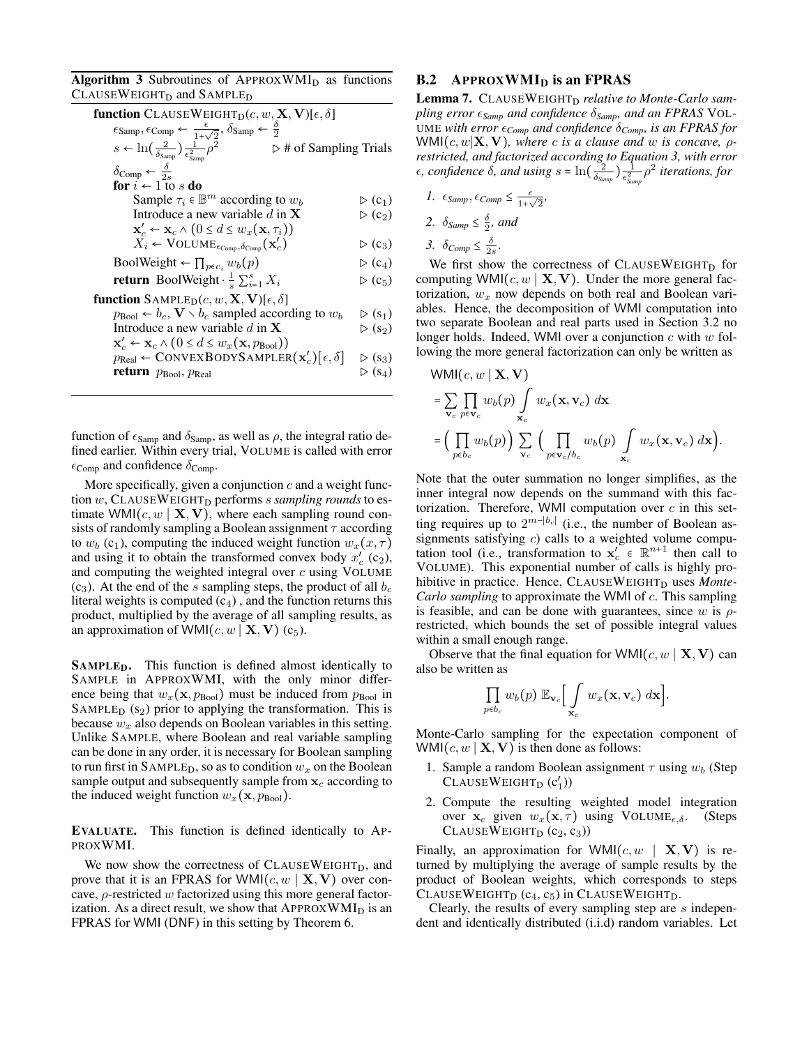**Algorithm 3** Subroutines of $\text{APPROXWMI}_\text{D}$ as functions $\text{CLAUSEWEIGHT}_\text{D}$ and $\text{SAMPLE}_\text{D}$

```
function CLAUSEWEIGHT_D(c, w, X, V)[ε, δ]
    ε_Samp, ε_Comp ← ε/(1+√2), δ_Samp ← δ/2
    s ← ln(2/δ_Samp) (1/ε²_Samp) ρ²                ▷ # of Sampling Trials
    δ_Comp ← δ/(2s)
    for i ← 1 to s do
        Sample τ_i ∈ B^m according to w_b             ▷ (c1)
        Introduce a new variable d in X               ▷ (c2)
        x'_c ← x_c ∧ (0 ≤ d ≤ w_x(x, τ_i))
        X_i ← VOLUME_{ε_Comp, δ_Comp}(x'_c)           ▷ (c3)
    BoolWeight ← ∏_{p∈c_i} w_b(p)                     ▷ (c4)
    return BoolWeight · (1/s) Σ_{i=1}^{s} X_i         ▷ (c5)
function SAMPLE_D(c, w, X, V)[ε, δ]
    p_Bool ← b_c, V ∖ b_c sampled according to w_b    ▷ (s1)
    Introduce a new variable d in X                   ▷ (s2)
    x'_c ← x_c ∧ (0 ≤ d ≤ w_x(x, p_Bool))
    p_Real ← CONVEXBODYSAMPLER(x'_c)[ε, δ]            ▷ (s3)
    return p_Bool, p_Real                             ▷ (s4)
```

function of $\epsilon_{\text{Samp}}$ and $\delta_{\text{Samp}}$, as well as $\rho$, the integral ratio defined earlier. Within every trial, VOLUME is called with error $\epsilon_{\text{Comp}}$ and confidence $\delta_{\text{Comp}}$.

More specifically, given a conjunction $c$ and a weight function $w$, $\text{CLAUSEWEIGHT}_\text{D}$ performs $s$ *sampling rounds* to estimate $\mathsf{WMI}(c, w \mid \mathbf{X}, \mathbf{V})$, where each sampling round consists of randomly sampling a Boolean assignment $\tau$ according to $w_b$ ($c_1$), computing the induced weight function $w_x(x, \tau)$ and using it to obtain the transformed convex body $x'_c$ ($c_2$), and computing the weighted integral over $c$ using VOLUME ($c_3$). At the end of the $s$ sampling steps, the product of all $b_c$ literal weights is computed ($c_4$), and the function returns this product, multiplied by the average of all sampling results, as an approximation of $\mathsf{WMI}(c, w \mid \mathbf{X}, \mathbf{V})$ ($c_5$).

**$\text{SAMPLE}_\text{D}$.** This function is defined almost identically to SAMPLE in APPROXWMI, with the only minor difference being that $w_x(\mathbf{x}, p_{\text{Bool}})$ must be induced from $p_{\text{Bool}}$ in $\text{SAMPLE}_\text{D}$ ($s_2$) prior to applying the transformation. This is because $w_x$ also depends on Boolean variables in this setting. Unlike SAMPLE, where Boolean and real variable sampling can be done in any order, it is necessary for Boolean sampling to run first in $\text{SAMPLE}_\text{D}$, so as to condition $w_x$ on the Boolean sample output and subsequently sample from $\mathbf{x}_c$ according to the induced weight function $w_x(\mathbf{x}, p_{\text{Bool}})$.

**EVALUATE.** This function is defined identically to APPROXWMI.

We now show the correctness of $\text{CLAUSEWEIGHT}_\text{D}$, and prove that it is an FPRAS for $\mathsf{WMI}(c, w \mid \mathbf{X}, \mathbf{V})$ over concave, $\rho$-restricted $w$ factorized using this more general factorization. As a direct result, we show that $\text{APPROXWMI}_\text{D}$ is an FPRAS for WMI (DNF) in this setting by Theorem 6.

## B.2 $\text{APPROXWMI}_\text{D}$ is an FPRAS

**Lemma 7.** *$\text{CLAUSEWEIGHT}_\text{D}$ relative to Monte-Carlo sampling error $\epsilon_{\text{Samp}}$ and confidence $\delta_{\text{Samp}}$, and an FPRAS VOLUME with error $\epsilon_{\text{Comp}}$ and confidence $\delta_{\text{Comp}}$, is an FPRAS for $\mathsf{WMI}(c, w|\mathbf{X}, \mathbf{V})$, where $c$ is a clause and $w$ is concave, $\rho$-restricted, and factorized according to Equation 3, with error $\epsilon$, confidence $\delta$, and using $s = \ln(\frac{2}{\delta_{\text{Samp}}})\frac{1}{\epsilon^2_{\text{Samp}}}\rho^2$ iterations, for*

1. *$\epsilon_{\text{Samp}}, \epsilon_{\text{Comp}} \leq \frac{\epsilon}{1+\sqrt{2}}$,*
2. *$\delta_{\text{Samp}} \leq \frac{\delta}{2}$, and*
3. *$\delta_{\text{Comp}} \leq \frac{\delta}{2s}$.*

We first show the correctness of $\text{CLAUSEWEIGHT}_\text{D}$ for computing $\mathsf{WMI}(c, w \mid \mathbf{X}, \mathbf{V})$. Under the more general factorization, $w_x$ now depends on both real and Boolean variables. Hence, the decomposition of WMI computation into two separate Boolean and real parts used in Section 3.2 no longer holds. Indeed, WMI over a conjunction $c$ with $w$ following the more general factorization can only be written as

$$
\begin{aligned}
&\mathsf{WMI}(c, w \mid \mathbf{X}, \mathbf{V}) \\
&= \sum_{\mathbf{v}_c} \prod_{p \in \mathbf{v}_c} w_b(p) \int_{\mathbf{x}_c} w_x(\mathbf{x}, \mathbf{v}_c)\, d\mathbf{x} \\
&= \Big(\prod_{p \in b_c} w_b(p)\Big) \sum_{\mathbf{v}_c} \Big( \prod_{p \in \mathbf{v}_c / b_c} w_b(p) \int_{\mathbf{x}_c} w_x(\mathbf{x}, \mathbf{v}_c)\, d\mathbf{x}\Big).
\end{aligned}
$$

Note that the outer summation no longer simplifies, as the inner integral now depends on the summand with this factorization. Therefore, WMI computation over $c$ in this setting requires up to $2^{m-|b_c|}$ (i.e., the number of Boolean assignments satisfying $c$) calls to a weighted volume computation tool (i.e., transformation to $\mathbf{x}'_c \in \mathbb{R}^{n+1}$ then call to VOLUME). This exponential number of calls is highly prohibitive in practice. Hence, $\text{CLAUSEWEIGHT}_\text{D}$ uses *Monte-Carlo sampling* to approximate the WMI of $c$. This sampling is feasible, and can be done with guarantees, since $w$ is $\rho$-restricted, which bounds the set of possible integral values within a small enough range.

Observe that the final equation for $\mathsf{WMI}(c, w \mid \mathbf{X}, \mathbf{V})$ can also be written as

$$
\prod_{p \in b_c} w_b(p)\ \mathbb{E}_{\mathbf{v}_c}\Big[ \int_{\mathbf{x}_c} w_x(\mathbf{x}, \mathbf{v}_c)\, d\mathbf{x}\Big].
$$

Monte-Carlo sampling for the expectation component of $\mathsf{WMI}(c, w \mid \mathbf{X}, \mathbf{V})$ is then done as follows:

1. Sample a random Boolean assignment $\tau$ using $w_b$ (Step $\text{CLAUSEWEIGHT}_\text{D}$ ($c'_1$))
2. Compute the resulting weighted model integration over $\mathbf{x}_c$ given $w_x(\mathbf{x}, \tau)$ using $\text{VOLUME}_{\epsilon,\delta}$. (Steps $\text{CLAUSEWEIGHT}_\text{D}$ ($c_2$, $c_3$))

Finally, an approximation for $\mathsf{WMI}(c, w \mid \mathbf{X}, \mathbf{V})$ is returned by multiplying the average of sample results by the product of Boolean weights, which corresponds to steps $\text{CLAUSEWEIGHT}_\text{D}$ ($c_4$, $c_5$) in $\text{CLAUSEWEIGHT}_\text{D}$.

Clearly, the results of every sampling step are $s$ independent and identically distributed (i.i.d) random variables. Let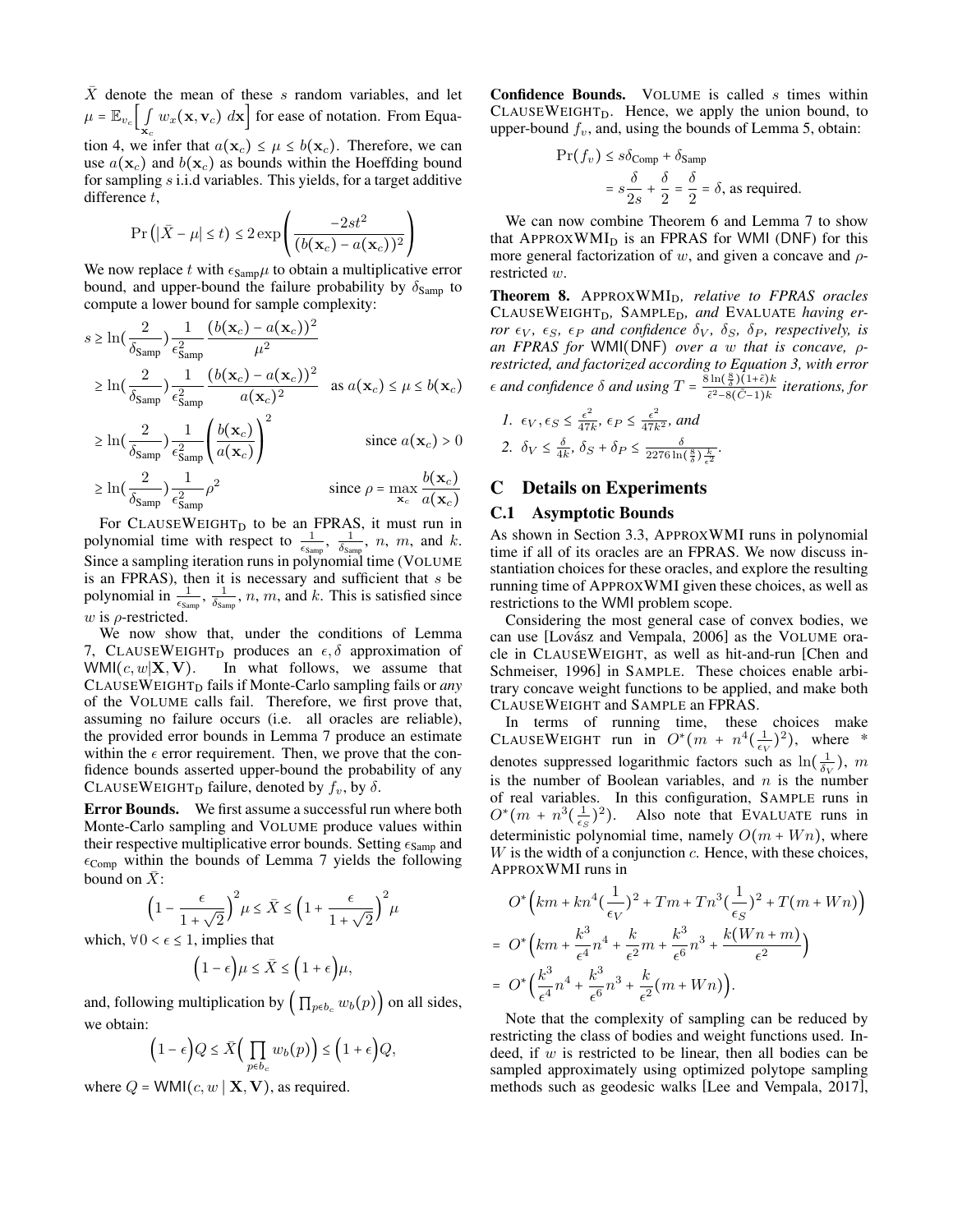$\bar{X}$ denote the mean of these $s$ random variables, and let $\mu = \mathbb{E}_{v_c}\Big[\int_{\mathbf{x}_c} w_x(\mathbf{x}, \mathbf{v}_c)\ d\mathbf{x}\Big]$ for ease of notation. From Equation 4, we infer that $a(\mathbf{x}_c) \leq \mu \leq b(\mathbf{x}_c)$. Therefore, we can use $a(\mathbf{x}_c)$ and $b(\mathbf{x}_c)$ as bounds within the Hoeffding bound for sampling $s$ i.i.d variables. This yields, for a target additive difference $t$,

$$\Pr\left(|\bar{X} - \mu| \leq t\right) \leq 2\exp\left(\frac{-2st^2}{(b(\mathbf{x}_c) - a(\mathbf{x}_c))^2}\right)$$

We now replace $t$ with $\epsilon_{\text{Samp}}\mu$ to obtain a multiplicative error bound, and upper-bound the failure probability by $\delta_{\text{Samp}}$ to compute a lower bound for sample complexity:

$$\begin{aligned}
s &\geq \ln\left(\frac{2}{\delta_{\text{Samp}}}\right)\frac{1}{\epsilon^2_{\text{Samp}}}\frac{\left(b(\mathbf{x}_c) - a(\mathbf{x}_c)\right)^2}{\mu^2} \\
&\geq \ln\left(\frac{2}{\delta_{\text{Samp}}}\right)\frac{1}{\epsilon^2_{\text{Samp}}}\frac{\left(b(\mathbf{x}_c) - a(\mathbf{x}_c)\right)^2}{a(\mathbf{x}_c)^2} \quad \text{as } a(\mathbf{x}_c) \leq \mu \leq b(\mathbf{x}_c) \\
&\geq \ln\left(\frac{2}{\delta_{\text{Samp}}}\right)\frac{1}{\epsilon^2_{\text{Samp}}}\left(\frac{b(\mathbf{x}_c)}{a(\mathbf{x}_c)}\right)^2 \quad \text{since } a(\mathbf{x}_c) > 0 \\
&\geq \ln\left(\frac{2}{\delta_{\text{Samp}}}\right)\frac{1}{\epsilon^2_{\text{Samp}}}\rho^2 \quad \text{since } \rho = \max_{\mathbf{x}_c}\frac{b(\mathbf{x}_c)}{a(\mathbf{x}_c)}
\end{aligned}$$

For ClauseWeight$_\text{D}$ to be an FPRAS, it must run in polynomial time with respect to $\frac{1}{\epsilon_{\text{Samp}}}$, $\frac{1}{\delta_{\text{Samp}}}$, $n$, $m$, and $k$. Since a sampling iteration runs in polynomial time (Volume is an FPRAS), then it is necessary and sufficient that $s$ be polynomial in $\frac{1}{\epsilon_{\text{Samp}}}$, $\frac{1}{\delta_{\text{Samp}}}$, $n$, $m$, and $k$. This is satisfied since $w$ is $\rho$-restricted.

We now show that, under the conditions of Lemma 7, ClauseWeight$_\text{D}$ produces an $\epsilon, \delta$ approximation of $\mathsf{WMI}(c, w|\mathbf{X}, \mathbf{V})$. In what follows, we assume that ClauseWeight$_\text{D}$ fails if Monte-Carlo sampling fails or *any* of the Volume calls fail. Therefore, we first prove that, assuming no failure occurs (i.e. all oracles are reliable), the provided error bounds in Lemma 7 produce an estimate within the $\epsilon$ error requirement. Then, we prove that the confidence bounds asserted upper-bound the probability of any ClauseWeight$_\text{D}$ failure, denoted by $f_v$, by $\delta$.

**Error Bounds.** We first assume a successful run where both Monte-Carlo sampling and Volume produce values within their respective multiplicative error bounds. Setting $\epsilon_{\text{Samp}}$ and $\epsilon_{\text{Comp}}$ within the bounds of Lemma 7 yields the following bound on $\bar{X}$:

$$\left(1 - \frac{\epsilon}{1+\sqrt{2}}\right)^2\mu \leq \bar{X} \leq \left(1 + \frac{\epsilon}{1+\sqrt{2}}\right)^2\mu$$

which, $\forall\, 0 < \epsilon \leq 1$, implies that

$$\Big(1 - \epsilon\Big)\mu \leq \bar{X} \leq \Big(1 + \epsilon\Big)\mu,$$

and, following multiplication by $\Big(\prod_{p \in b_c} w_b(p)\Big)$ on all sides, we obtain:

$$\Big(1 - \epsilon\Big)Q \leq \bar{X}\Big(\prod_{p \in b_c} w_b(p)\Big) \leq \Big(1 + \epsilon\Big)Q,$$

where $Q = \mathsf{WMI}(c, w \mid \mathbf{X}, \mathbf{V})$, as required.

**Confidence Bounds.** Volume is called $s$ times within ClauseWeight$_\text{D}$. Hence, we apply the union bound, to upper-bound $f_v$, and, using the bounds of Lemma 5, obtain:

$$\begin{aligned}
\Pr(f_v) &\leq s\delta_{\text{Comp}} + \delta_{\text{Samp}} \\
&= s\frac{\delta}{2s} + \frac{\delta}{2} = \frac{\delta}{2} = \delta, \text{ as required.}
\end{aligned}$$

We can now combine Theorem 6 and Lemma 7 to show that ApproxWMI$_\text{D}$ is an FPRAS for $\mathsf{WMI}$ ($\mathsf{DNF}$) for this more general factorization of $w$, and given a concave and $\rho$-restricted $w$.

**Theorem 8.** ApproxWMI$_\text{D}$*, relative to FPRAS oracles* ClauseWeight$_\text{D}$*,* Sample$_\text{D}$*, and* Evaluate *having error $\epsilon_V$, $\epsilon_S$, $\epsilon_P$ and confidence $\delta_V$, $\delta_S$, $\delta_P$, respectively, is an FPRAS for* $\mathsf{WMI}(\mathsf{DNF})$ *over a $w$ that is concave, $\rho$-restricted, and factorized according to Equation 3, with error $\epsilon$ and confidence $\delta$ and using $T = \frac{8\ln(\frac{8}{\delta})(1+\tilde{\epsilon})k}{\tilde{\epsilon}^2 - 8(\tilde{C}-1)k}$ iterations, for*

*1. $\epsilon_V, \epsilon_S \leq \frac{\epsilon^2}{47k}$, $\epsilon_P \leq \frac{\epsilon^2}{47k^2}$, and*

*2. $\delta_V \leq \frac{\delta}{4k}$, $\delta_S + \delta_P \leq \frac{\delta}{2276\ln(\frac{8}{\delta})\frac{k}{\epsilon^2}}$.*

## C Details on Experiments

### C.1 Asymptotic Bounds

As shown in Section 3.3, ApproxWMI runs in polynomial time if all of its oracles are an FPRAS. We now discuss instantiation choices for these oracles, and explore the resulting running time of ApproxWMI given these choices, as well as restrictions to the WMI problem scope.

Considering the most general case of convex bodies, we can use [Lovász and Vempala, 2006] as the Volume oracle in ClauseWeight, as well as hit-and-run [Chen and Schmeiser, 1996] in Sample. These choices enable arbitrary concave weight functions to be applied, and make both ClauseWeight and Sample an FPRAS.

In terms of running time, these choices make ClauseWeight run in $O^*(m + n^4(\frac{1}{\epsilon_V})^2)$, where * denotes suppressed logarithmic factors such as $\ln(\frac{1}{\delta_V})$, $m$ is the number of Boolean variables, and $n$ is the number of real variables. In this configuration, Sample runs in $O^*(m + n^3(\frac{1}{\epsilon_S})^2)$. Also note that Evaluate runs in deterministic polynomial time, namely $O(m + Wn)$, where $W$ is the width of a conjunction $c$. Hence, with these choices, ApproxWMI runs in

$$\begin{aligned}
&O^*\Big(km + kn^4(\frac{1}{\epsilon_V})^2 + Tm + Tn^3(\frac{1}{\epsilon_S})^2 + T(m + Wn)\Big) \\
=\ &O^*\Big(km + \frac{k^3}{\epsilon^4}n^4 + \frac{k}{\epsilon^2}m + \frac{k^3}{\epsilon^6}n^3 + \frac{k(Wn + m)}{\epsilon^2}\Big) \\
=\ &O^*\Big(\frac{k^3}{\epsilon^4}n^4 + \frac{k^3}{\epsilon^6}n^3 + \frac{k}{\epsilon^2}(m + Wn)\Big).
\end{aligned}$$

Note that the complexity of sampling can be reduced by restricting the class of bodies and weight functions used. Indeed, if $w$ is restricted to be linear, then all bodies can be sampled approximately using optimized polytope sampling methods such as geodesic walks [Lee and Vempala, 2017],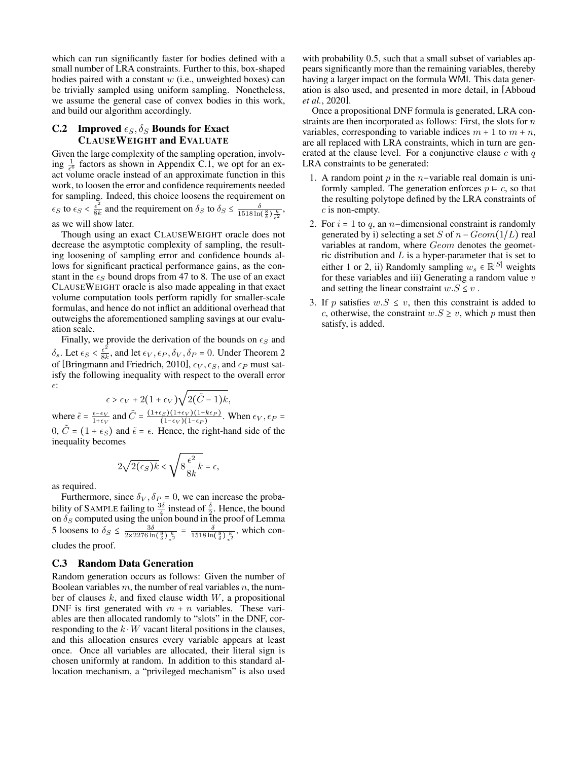which can run significantly faster for bodies defined with a small number of LRA constraints. Further to this, box-shaped bodies paired with a constant $w$ (i.e., unweighted boxes) can be trivially sampled using uniform sampling. Nonetheless, we assume the general case of convex bodies in this work, and build our algorithm accordingly.

## C.2 Improved $\epsilon_S, \delta_S$ Bounds for Exact CLAUSEWEIGHT and EVALUATE

Given the large complexity of the sampling operation, involving $\frac{1}{\epsilon^6}$ factors as shown in Appendix C.1, we opt for an exact volume oracle instead of an approximate function in this work, to loosen the error and confidence requirements needed for sampling. Indeed, this choice loosens the requirement on $\epsilon_S$ to $\epsilon_S < \frac{\epsilon^2}{8k}$ and the requirement on $\delta_S$ to $\delta_S \leq \frac{\delta}{1518 \ln(\frac{8}{\delta}) \frac{k}{\epsilon^2}}$, as we will show later.

Though using an exact CLAUSEWEIGHT oracle does not decrease the asymptotic complexity of sampling, the resulting loosening of sampling error and confidence bounds allows for significant practical performance gains, as the constant in the $\epsilon_S$ bound drops from 47 to 8. The use of an exact CLAUSEWEIGHT oracle is also made appealing in that exact volume computation tools perform rapidly for smaller-scale formulas, and hence do not inflict an additional overhead that outweighs the aforementioned sampling savings at our evaluation scale.

Finally, we provide the derivation of the bounds on $\epsilon_S$ and $\delta_s$. Let $\epsilon_S < \frac{\epsilon^2}{8k}$, and let $\epsilon_V, \epsilon_P, \delta_V, \delta_P = 0$. Under Theorem 2 of [Bringmann and Friedrich, 2010], $\epsilon_V, \epsilon_S$, and $\epsilon_P$ must satisfy the following inequality with respect to the overall error $\epsilon$:

$$\epsilon > \epsilon_V + 2(1 + \epsilon_V)\sqrt{2(\tilde{C} - 1)k},$$

where $\tilde{\epsilon} = \frac{\epsilon - \epsilon_V}{1 + \epsilon_V}$ and $\tilde{C} = \frac{(1+\epsilon_S)(1+\epsilon_V)(1+k\epsilon_P)}{(1-\epsilon_V)(1-\epsilon_P)}$. When $\epsilon_V, \epsilon_P = 0$, $\tilde{C} = (1 + \epsilon_S)$ and $\tilde{\epsilon} = \epsilon$. Hence, the right-hand side of the inequality becomes

$$2\sqrt{2(\epsilon_S)k} < \sqrt{8\frac{\epsilon^2}{8k}k} = \epsilon,$$

as required.

Furthermore, since $\delta_V, \delta_P = 0$, we can increase the probability of SAMPLE failing to $\frac{3\delta}{4}$ instead of $\frac{\delta}{2}$. Hence, the bound on $\delta_S$ computed using the union bound in the proof of Lemma 5 loosens to $\delta_S \leq \frac{3\delta}{2 \times 2276 \ln(\frac{8}{\delta}) \frac{k}{\epsilon^2}} = \frac{\delta}{1518 \ln(\frac{8}{\delta}) \frac{k}{\epsilon^2}}$, which concludes the proof.

## C.3 Random Data Generation

Random generation occurs as follows: Given the number of Boolean variables $m$, the number of real variables $n$, the number of clauses $k$, and fixed clause width $W$, a propositional DNF is first generated with $m + n$ variables. These variables are then allocated randomly to "slots" in the DNF, corresponding to the $k \cdot W$ vacant literal positions in the clauses, and this allocation ensures every variable appears at least once. Once all variables are allocated, their literal sign is chosen uniformly at random. In addition to this standard allocation mechanism, a "privileged mechanism" is also used with probability 0.5, such that a small subset of variables appears significantly more than the remaining variables, thereby having a larger impact on the formula WMI. This data generation is also used, and presented in more detail, in [Abboud *et al.*, 2020].

Once a propositional DNF formula is generated, LRA constraints are then incorporated as follows: First, the slots for $n$ variables, corresponding to variable indices $m + 1$ to $m + n$, are all replaced with LRA constraints, which in turn are generated at the clause level. For a conjunctive clause $c$ with $q$ LRA constraints to be generated:

1. A random point $p$ in the $n$−variable real domain is uniformly sampled. The generation enforces $p \vDash c$, so that the resulting polytope defined by the LRA constraints of $c$ is non-empty.
2. For $i = 1$ to $q$, an $n$−dimensional constraint is randomly generated by i) selecting a set $S$ of $n - Geom(1/L)$ real variables at random, where $Geom$ denotes the geometric distribution and $L$ is a hyper-parameter that is set to either 1 or 2, ii) Randomly sampling $w_s \in \mathbb{R}^{|S|}$ weights for these variables and iii) Generating a random value $v$ and setting the linear constraint $w.S \leq v$ .
3. If $p$ satisfies $w.S \leq v$, then this constraint is added to $c$, otherwise, the constraint $w.S \geq v$, which $p$ must then satisfy, is added.